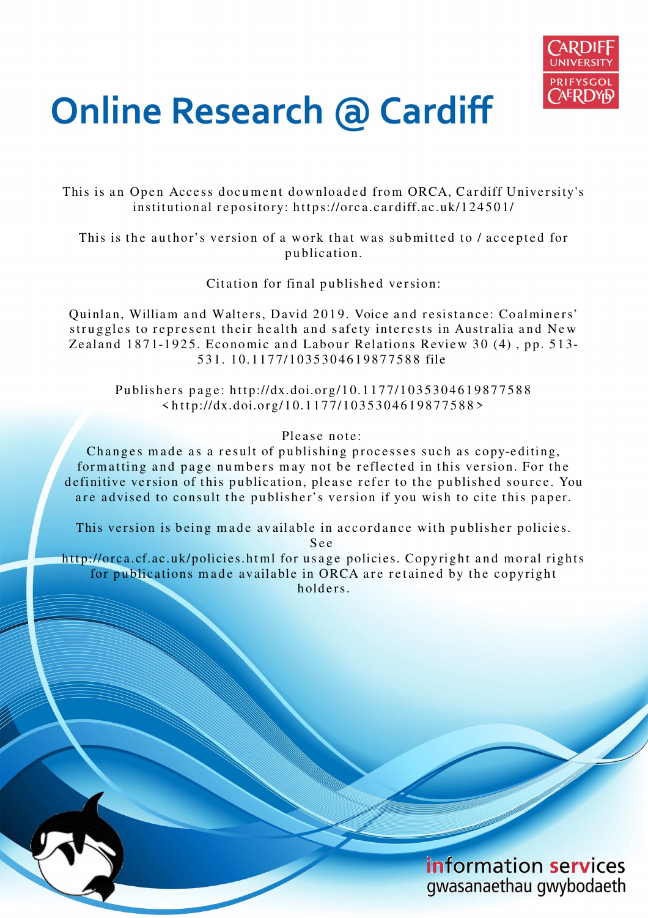# Online Research @ Cardiff

This is an Open Access document downloaded from ORCA, Cardiff University's institutional repository: https://orca.cardiff.ac.uk/124501/

This is the author's version of a work that was submitted to / accepted for publication.

Citation for final published version:

Quinlan, William and Walters, David 2019. Voice and resistance: Coalminers' struggles to represent their health and safety interests in Australia and New Zealand 1871-1925. Economic and Labour Relations Review 30 (4) , pp. 513-531. 10.1177/1035304619877588 file

Publishers page: http://dx.doi.org/10.1177/1035304619877588 <http://dx.doi.org/10.1177/1035304619877588>

Please note:
Changes made as a result of publishing processes such as copy-editing, formatting and page numbers may not be reflected in this version. For the definitive version of this publication, please refer to the published source. You are advised to consult the publisher's version if you wish to cite this paper.

This version is being made available in accordance with publisher policies. See http://orca.cf.ac.uk/policies.html for usage policies. Copyright and moral rights for publications made available in ORCA are retained by the copyright holders.

information services
gwasanaethau gwybodaeth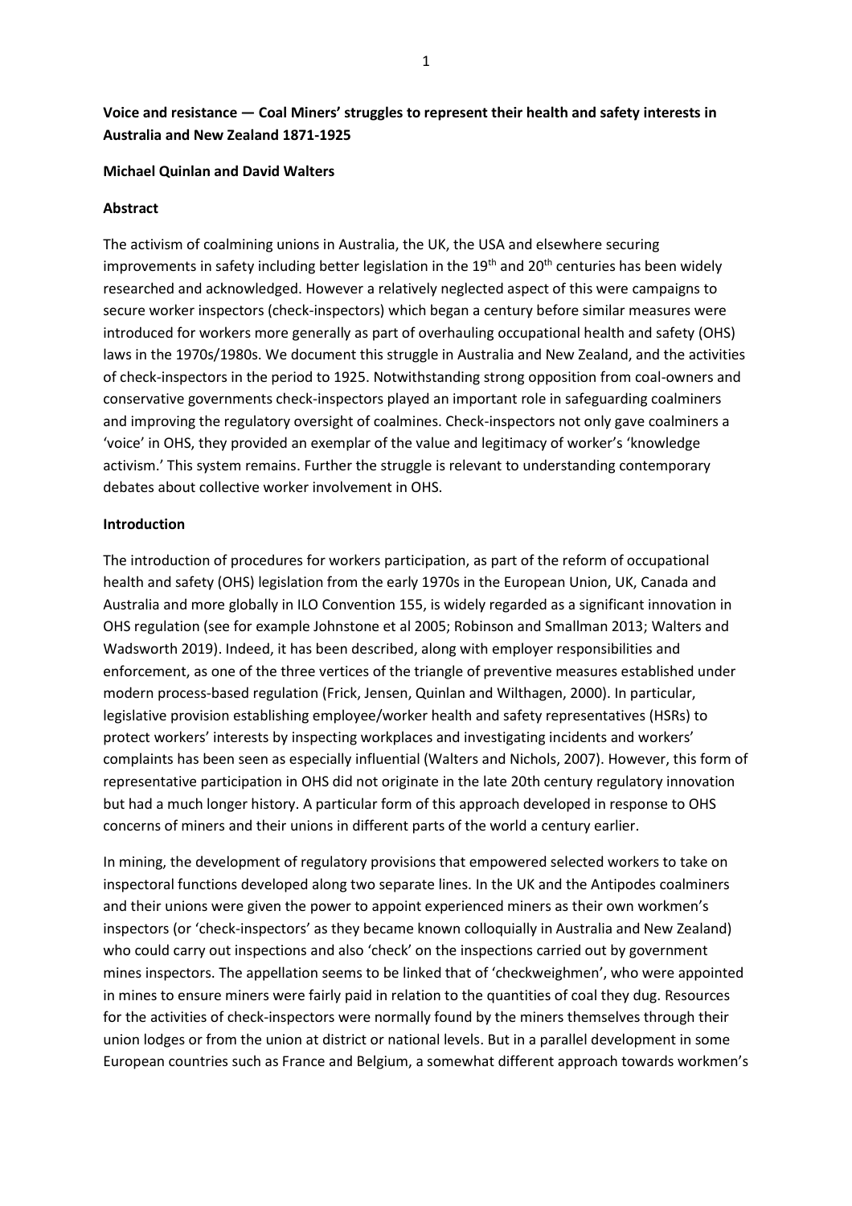**Voice and resistance — Coal Miners' struggles to represent their health and safety interests in Australia and New Zealand 1871-1925**

**Michael Quinlan and David Walters**

**Abstract**

The activism of coalmining unions in Australia, the UK, the USA and elsewhere securing improvements in safety including better legislation in the 19th and 20th centuries has been widely researched and acknowledged. However a relatively neglected aspect of this were campaigns to secure worker inspectors (check-inspectors) which began a century before similar measures were introduced for workers more generally as part of overhauling occupational health and safety (OHS) laws in the 1970s/1980s. We document this struggle in Australia and New Zealand, and the activities of check-inspectors in the period to 1925. Notwithstanding strong opposition from coal-owners and conservative governments check-inspectors played an important role in safeguarding coalminers and improving the regulatory oversight of coalmines. Check-inspectors not only gave coalminers a 'voice' in OHS, they provided an exemplar of the value and legitimacy of worker's 'knowledge activism.' This system remains. Further the struggle is relevant to understanding contemporary debates about collective worker involvement in OHS.

**Introduction**

The introduction of procedures for workers participation, as part of the reform of occupational health and safety (OHS) legislation from the early 1970s in the European Union, UK, Canada and Australia and more globally in ILO Convention 155, is widely regarded as a significant innovation in OHS regulation (see for example Johnstone et al 2005; Robinson and Smallman 2013; Walters and Wadsworth 2019). Indeed, it has been described, along with employer responsibilities and enforcement, as one of the three vertices of the triangle of preventive measures established under modern process-based regulation (Frick, Jensen, Quinlan and Wilthagen, 2000). In particular, legislative provision establishing employee/worker health and safety representatives (HSRs) to protect workers' interests by inspecting workplaces and investigating incidents and workers' complaints has been seen as especially influential (Walters and Nichols, 2007). However, this form of representative participation in OHS did not originate in the late 20th century regulatory innovation but had a much longer history. A particular form of this approach developed in response to OHS concerns of miners and their unions in different parts of the world a century earlier.

In mining, the development of regulatory provisions that empowered selected workers to take on inspectoral functions developed along two separate lines. In the UK and the Antipodes coalminers and their unions were given the power to appoint experienced miners as their own workmen's inspectors (or 'check-inspectors' as they became known colloquially in Australia and New Zealand) who could carry out inspections and also 'check' on the inspections carried out by government mines inspectors. The appellation seems to be linked that of 'checkweighmen', who were appointed in mines to ensure miners were fairly paid in relation to the quantities of coal they dug. Resources for the activities of check-inspectors were normally found by the miners themselves through their union lodges or from the union at district or national levels. But in a parallel development in some European countries such as France and Belgium, a somewhat different approach towards workmen's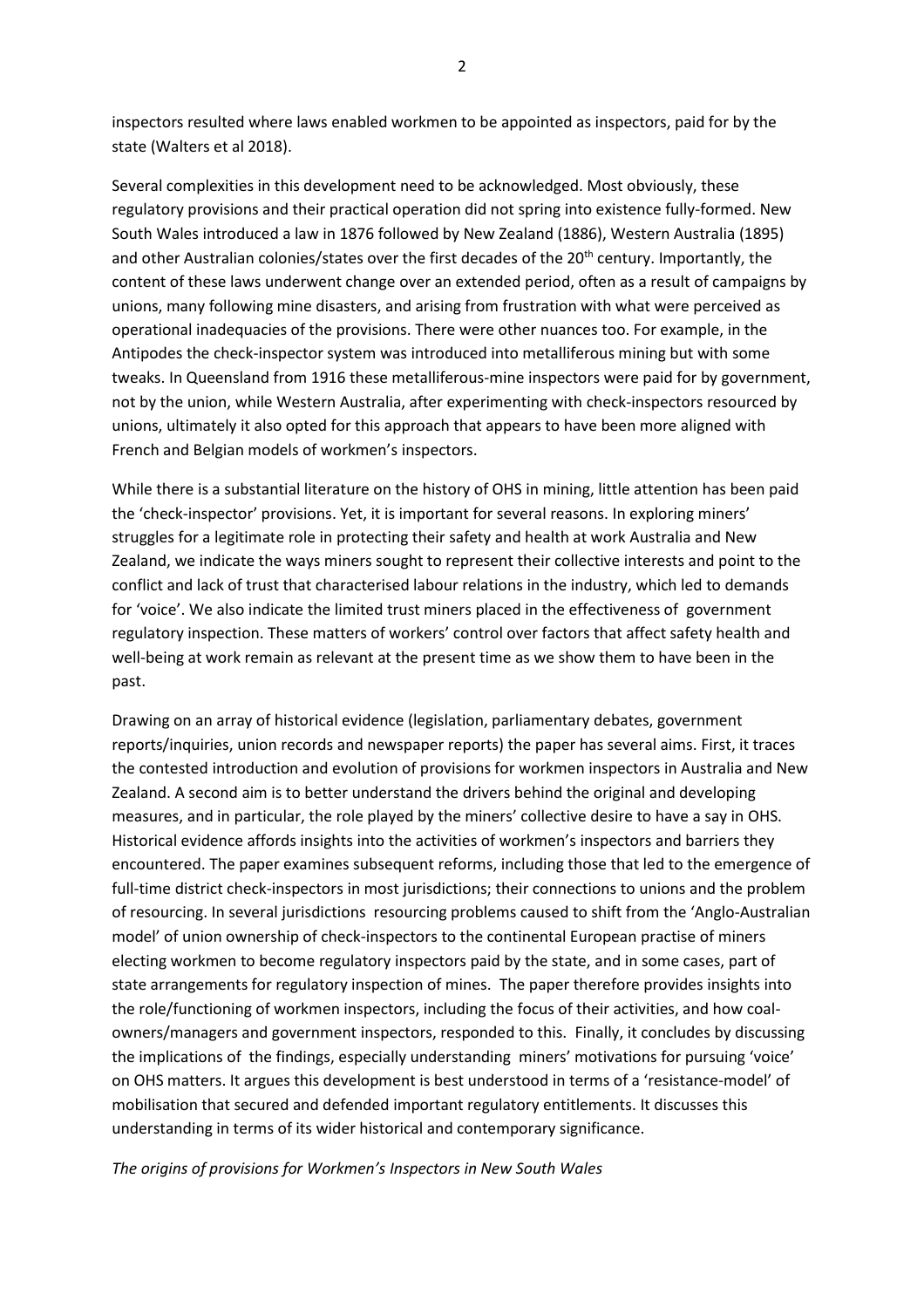inspectors resulted where laws enabled workmen to be appointed as inspectors, paid for by the state (Walters et al 2018).

Several complexities in this development need to be acknowledged. Most obviously, these regulatory provisions and their practical operation did not spring into existence fully-formed. New South Wales introduced a law in 1876 followed by New Zealand (1886), Western Australia (1895) and other Australian colonies/states over the first decades of the 20th century. Importantly, the content of these laws underwent change over an extended period, often as a result of campaigns by unions, many following mine disasters, and arising from frustration with what were perceived as operational inadequacies of the provisions. There were other nuances too. For example, in the Antipodes the check-inspector system was introduced into metalliferous mining but with some tweaks. In Queensland from 1916 these metalliferous-mine inspectors were paid for by government, not by the union, while Western Australia, after experimenting with check-inspectors resourced by unions, ultimately it also opted for this approach that appears to have been more aligned with French and Belgian models of workmen's inspectors.

While there is a substantial literature on the history of OHS in mining, little attention has been paid the 'check-inspector' provisions. Yet, it is important for several reasons. In exploring miners' struggles for a legitimate role in protecting their safety and health at work Australia and New Zealand, we indicate the ways miners sought to represent their collective interests and point to the conflict and lack of trust that characterised labour relations in the industry, which led to demands for 'voice'. We also indicate the limited trust miners placed in the effectiveness of government regulatory inspection. These matters of workers' control over factors that affect safety health and well-being at work remain as relevant at the present time as we show them to have been in the past.

Drawing on an array of historical evidence (legislation, parliamentary debates, government reports/inquiries, union records and newspaper reports) the paper has several aims. First, it traces the contested introduction and evolution of provisions for workmen inspectors in Australia and New Zealand. A second aim is to better understand the drivers behind the original and developing measures, and in particular, the role played by the miners' collective desire to have a say in OHS. Historical evidence affords insights into the activities of workmen's inspectors and barriers they encountered. The paper examines subsequent reforms, including those that led to the emergence of full-time district check-inspectors in most jurisdictions; their connections to unions and the problem of resourcing. In several jurisdictions resourcing problems caused to shift from the 'Anglo-Australian model' of union ownership of check-inspectors to the continental European practise of miners electing workmen to become regulatory inspectors paid by the state, and in some cases, part of state arrangements for regulatory inspection of mines. The paper therefore provides insights into the role/functioning of workmen inspectors, including the focus of their activities, and how coal-owners/managers and government inspectors, responded to this. Finally, it concludes by discussing the implications of the findings, especially understanding miners' motivations for pursuing 'voice' on OHS matters. It argues this development is best understood in terms of a 'resistance-model' of mobilisation that secured and defended important regulatory entitlements. It discusses this understanding in terms of its wider historical and contemporary significance.

*The origins of provisions for Workmen's Inspectors in New South Wales*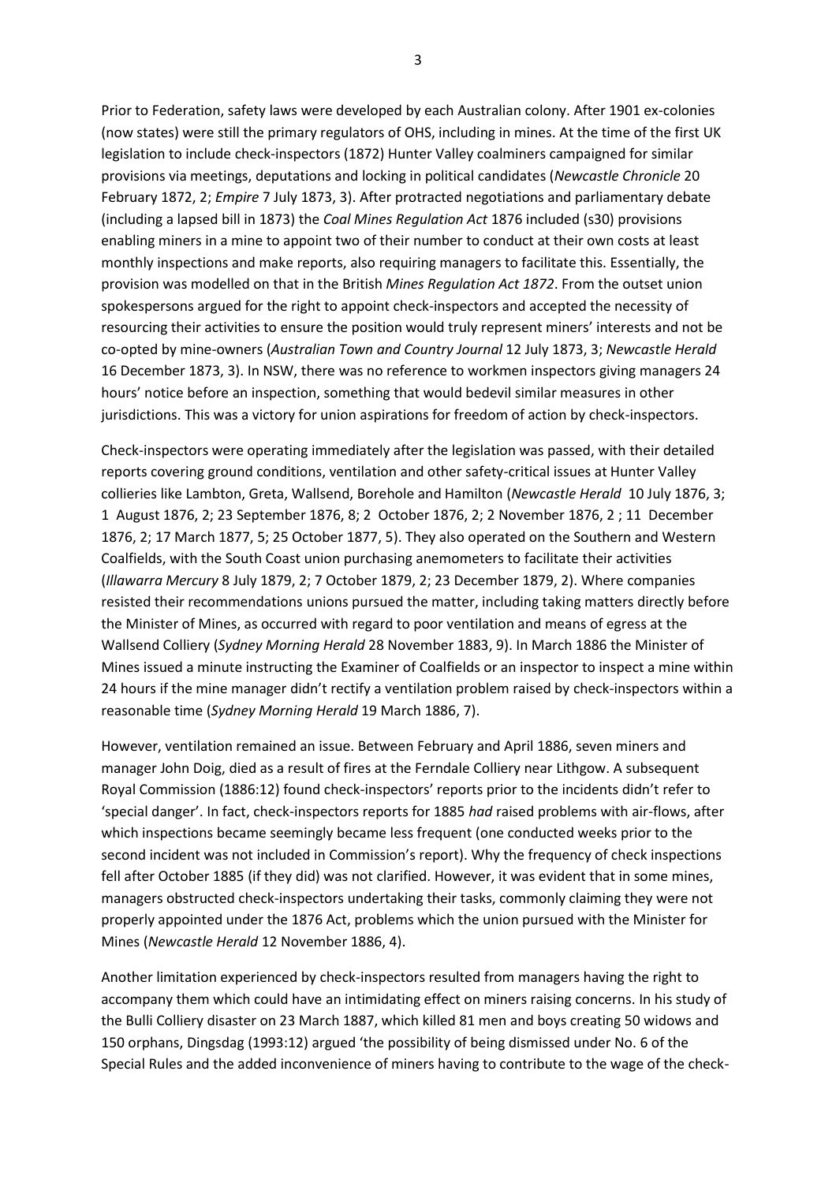Prior to Federation, safety laws were developed by each Australian colony. After 1901 ex-colonies (now states) were still the primary regulators of OHS, including in mines. At the time of the first UK legislation to include check-inspectors (1872) Hunter Valley coalminers campaigned for similar provisions via meetings, deputations and locking in political candidates (*Newcastle Chronicle* 20 February 1872, 2; *Empire* 7 July 1873, 3). After protracted negotiations and parliamentary debate (including a lapsed bill in 1873) the *Coal Mines Regulation Act* 1876 included (s30) provisions enabling miners in a mine to appoint two of their number to conduct at their own costs at least monthly inspections and make reports, also requiring managers to facilitate this. Essentially, the provision was modelled on that in the British *Mines Regulation Act 1872*. From the outset union spokespersons argued for the right to appoint check-inspectors and accepted the necessity of resourcing their activities to ensure the position would truly represent miners' interests and not be co-opted by mine-owners (*Australian Town and Country Journal* 12 July 1873, 3; *Newcastle Herald* 16 December 1873, 3). In NSW, there was no reference to workmen inspectors giving managers 24 hours' notice before an inspection, something that would bedevil similar measures in other jurisdictions. This was a victory for union aspirations for freedom of action by check-inspectors.

Check-inspectors were operating immediately after the legislation was passed, with their detailed reports covering ground conditions, ventilation and other safety-critical issues at Hunter Valley collieries like Lambton, Greta, Wallsend, Borehole and Hamilton (*Newcastle Herald* 10 July 1876, 3; 1 August 1876, 2; 23 September 1876, 8; 2 October 1876, 2; 2 November 1876, 2 ; 11 December 1876, 2; 17 March 1877, 5; 25 October 1877, 5). They also operated on the Southern and Western Coalfields, with the South Coast union purchasing anemometers to facilitate their activities (*Illawarra Mercury* 8 July 1879, 2; 7 October 1879, 2; 23 December 1879, 2). Where companies resisted their recommendations unions pursued the matter, including taking matters directly before the Minister of Mines, as occurred with regard to poor ventilation and means of egress at the Wallsend Colliery (*Sydney Morning Herald* 28 November 1883, 9). In March 1886 the Minister of Mines issued a minute instructing the Examiner of Coalfields or an inspector to inspect a mine within 24 hours if the mine manager didn't rectify a ventilation problem raised by check-inspectors within a reasonable time (*Sydney Morning Herald* 19 March 1886, 7).

However, ventilation remained an issue. Between February and April 1886, seven miners and manager John Doig, died as a result of fires at the Ferndale Colliery near Lithgow. A subsequent Royal Commission (1886:12) found check-inspectors' reports prior to the incidents didn't refer to 'special danger'. In fact, check-inspectors reports for 1885 *had* raised problems with air-flows, after which inspections became seemingly became less frequent (one conducted weeks prior to the second incident was not included in Commission's report). Why the frequency of check inspections fell after October 1885 (if they did) was not clarified. However, it was evident that in some mines, managers obstructed check-inspectors undertaking their tasks, commonly claiming they were not properly appointed under the 1876 Act, problems which the union pursued with the Minister for Mines (*Newcastle Herald* 12 November 1886, 4).

Another limitation experienced by check-inspectors resulted from managers having the right to accompany them which could have an intimidating effect on miners raising concerns. In his study of the Bulli Colliery disaster on 23 March 1887, which killed 81 men and boys creating 50 widows and 150 orphans, Dingsdag (1993:12) argued 'the possibility of being dismissed under No. 6 of the Special Rules and the added inconvenience of miners having to contribute to the wage of the check-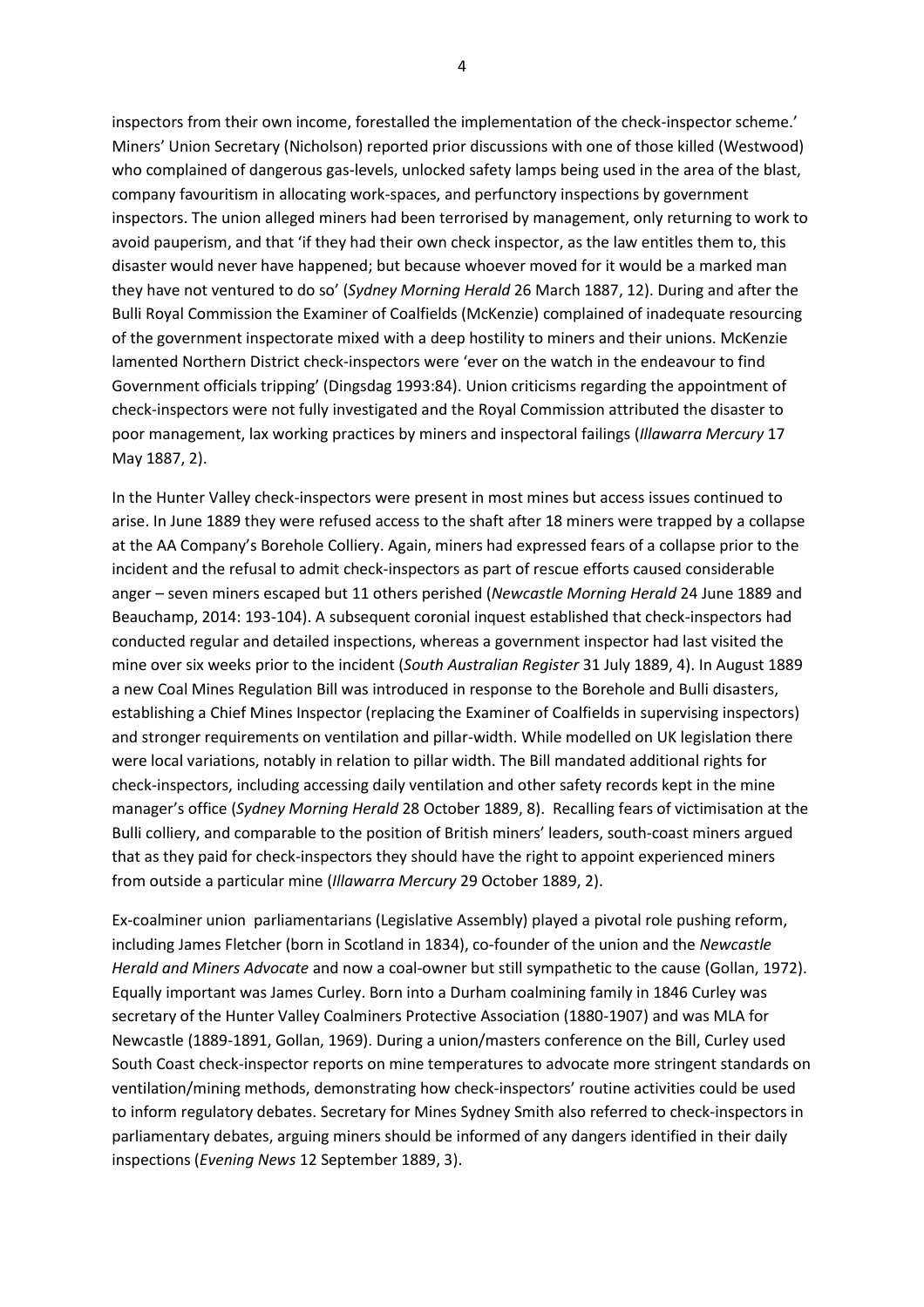inspectors from their own income, forestalled the implementation of the check-inspector scheme.' Miners' Union Secretary (Nicholson) reported prior discussions with one of those killed (Westwood) who complained of dangerous gas-levels, unlocked safety lamps being used in the area of the blast, company favouritism in allocating work-spaces, and perfunctory inspections by government inspectors. The union alleged miners had been terrorised by management, only returning to work to avoid pauperism, and that 'if they had their own check inspector, as the law entitles them to, this disaster would never have happened; but because whoever moved for it would be a marked man they have not ventured to do so' (*Sydney Morning Herald* 26 March 1887, 12). During and after the Bulli Royal Commission the Examiner of Coalfields (McKenzie) complained of inadequate resourcing of the government inspectorate mixed with a deep hostility to miners and their unions. McKenzie lamented Northern District check-inspectors were 'ever on the watch in the endeavour to find Government officials tripping' (Dingsdag 1993:84). Union criticisms regarding the appointment of check-inspectors were not fully investigated and the Royal Commission attributed the disaster to poor management, lax working practices by miners and inspectoral failings (*Illawarra Mercury* 17 May 1887, 2).

In the Hunter Valley check-inspectors were present in most mines but access issues continued to arise. In June 1889 they were refused access to the shaft after 18 miners were trapped by a collapse at the AA Company's Borehole Colliery. Again, miners had expressed fears of a collapse prior to the incident and the refusal to admit check-inspectors as part of rescue efforts caused considerable anger – seven miners escaped but 11 others perished (*Newcastle Morning Herald* 24 June 1889 and Beauchamp, 2014: 193-104). A subsequent coronial inquest established that check-inspectors had conducted regular and detailed inspections, whereas a government inspector had last visited the mine over six weeks prior to the incident (*South Australian Register* 31 July 1889, 4). In August 1889 a new Coal Mines Regulation Bill was introduced in response to the Borehole and Bulli disasters, establishing a Chief Mines Inspector (replacing the Examiner of Coalfields in supervising inspectors) and stronger requirements on ventilation and pillar-width. While modelled on UK legislation there were local variations, notably in relation to pillar width. The Bill mandated additional rights for check-inspectors, including accessing daily ventilation and other safety records kept in the mine manager's office (*Sydney Morning Herald* 28 October 1889, 8). Recalling fears of victimisation at the Bulli colliery, and comparable to the position of British miners' leaders, south-coast miners argued that as they paid for check-inspectors they should have the right to appoint experienced miners from outside a particular mine (*Illawarra Mercury* 29 October 1889, 2).

Ex-coalminer union parliamentarians (Legislative Assembly) played a pivotal role pushing reform, including James Fletcher (born in Scotland in 1834), co-founder of the union and the *Newcastle Herald and Miners Advocate* and now a coal-owner but still sympathetic to the cause (Gollan, 1972). Equally important was James Curley. Born into a Durham coalmining family in 1846 Curley was secretary of the Hunter Valley Coalminers Protective Association (1880-1907) and was MLA for Newcastle (1889-1891, Gollan, 1969). During a union/masters conference on the Bill, Curley used South Coast check-inspector reports on mine temperatures to advocate more stringent standards on ventilation/mining methods, demonstrating how check-inspectors' routine activities could be used to inform regulatory debates. Secretary for Mines Sydney Smith also referred to check-inspectors in parliamentary debates, arguing miners should be informed of any dangers identified in their daily inspections (*Evening News* 12 September 1889, 3).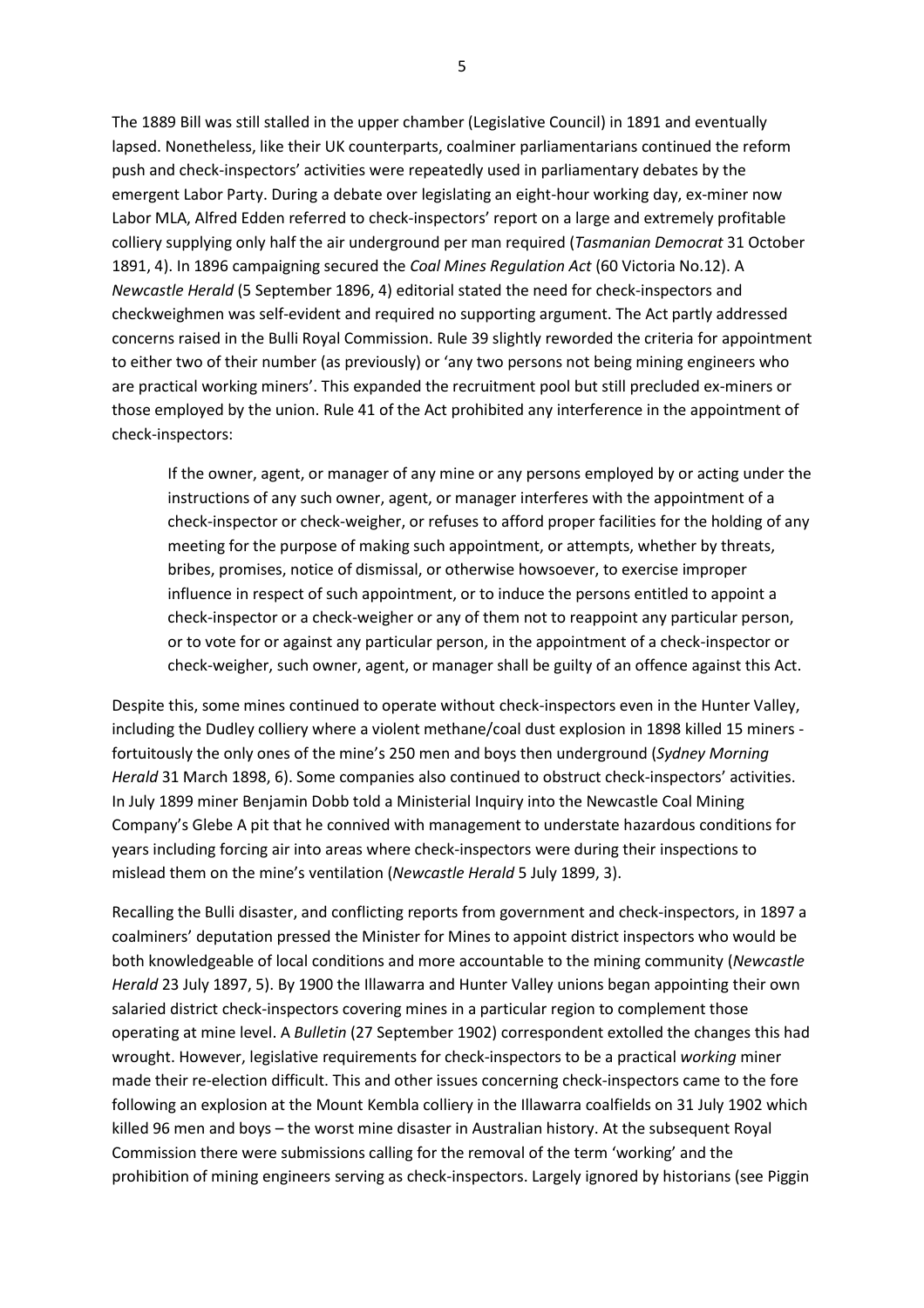The 1889 Bill was still stalled in the upper chamber (Legislative Council) in 1891 and eventually lapsed. Nonetheless, like their UK counterparts, coalminer parliamentarians continued the reform push and check-inspectors' activities were repeatedly used in parliamentary debates by the emergent Labor Party. During a debate over legislating an eight-hour working day, ex-miner now Labor MLA, Alfred Edden referred to check-inspectors' report on a large and extremely profitable colliery supplying only half the air underground per man required (*Tasmanian Democrat* 31 October 1891, 4). In 1896 campaigning secured the *Coal Mines Regulation Act* (60 Victoria No.12). A *Newcastle Herald* (5 September 1896, 4) editorial stated the need for check-inspectors and checkweighmen was self-evident and required no supporting argument. The Act partly addressed concerns raised in the Bulli Royal Commission. Rule 39 slightly reworded the criteria for appointment to either two of their number (as previously) or 'any two persons not being mining engineers who are practical working miners'. This expanded the recruitment pool but still precluded ex-miners or those employed by the union. Rule 41 of the Act prohibited any interference in the appointment of check-inspectors:

> If the owner, agent, or manager of any mine or any persons employed by or acting under the instructions of any such owner, agent, or manager interferes with the appointment of a check-inspector or check-weigher, or refuses to afford proper facilities for the holding of any meeting for the purpose of making such appointment, or attempts, whether by threats, bribes, promises, notice of dismissal, or otherwise howsoever, to exercise improper influence in respect of such appointment, or to induce the persons entitled to appoint a check-inspector or a check-weigher or any of them not to reappoint any particular person, or to vote for or against any particular person, in the appointment of a check-inspector or check-weigher, such owner, agent, or manager shall be guilty of an offence against this Act.

Despite this, some mines continued to operate without check-inspectors even in the Hunter Valley, including the Dudley colliery where a violent methane/coal dust explosion in 1898 killed 15 miners - fortuitously the only ones of the mine's 250 men and boys then underground (*Sydney Morning Herald* 31 March 1898, 6). Some companies also continued to obstruct check-inspectors' activities. In July 1899 miner Benjamin Dobb told a Ministerial Inquiry into the Newcastle Coal Mining Company's Glebe A pit that he connived with management to understate hazardous conditions for years including forcing air into areas where check-inspectors were during their inspections to mislead them on the mine's ventilation (*Newcastle Herald* 5 July 1899, 3).

Recalling the Bulli disaster, and conflicting reports from government and check-inspectors, in 1897 a coalminers' deputation pressed the Minister for Mines to appoint district inspectors who would be both knowledgeable of local conditions and more accountable to the mining community (*Newcastle Herald* 23 July 1897, 5). By 1900 the Illawarra and Hunter Valley unions began appointing their own salaried district check-inspectors covering mines in a particular region to complement those operating at mine level. A *Bulletin* (27 September 1902) correspondent extolled the changes this had wrought. However, legislative requirements for check-inspectors to be a practical *working* miner made their re-election difficult. This and other issues concerning check-inspectors came to the fore following an explosion at the Mount Kembla colliery in the Illawarra coalfields on 31 July 1902 which killed 96 men and boys – the worst mine disaster in Australian history. At the subsequent Royal Commission there were submissions calling for the removal of the term 'working' and the prohibition of mining engineers serving as check-inspectors. Largely ignored by historians (see Piggin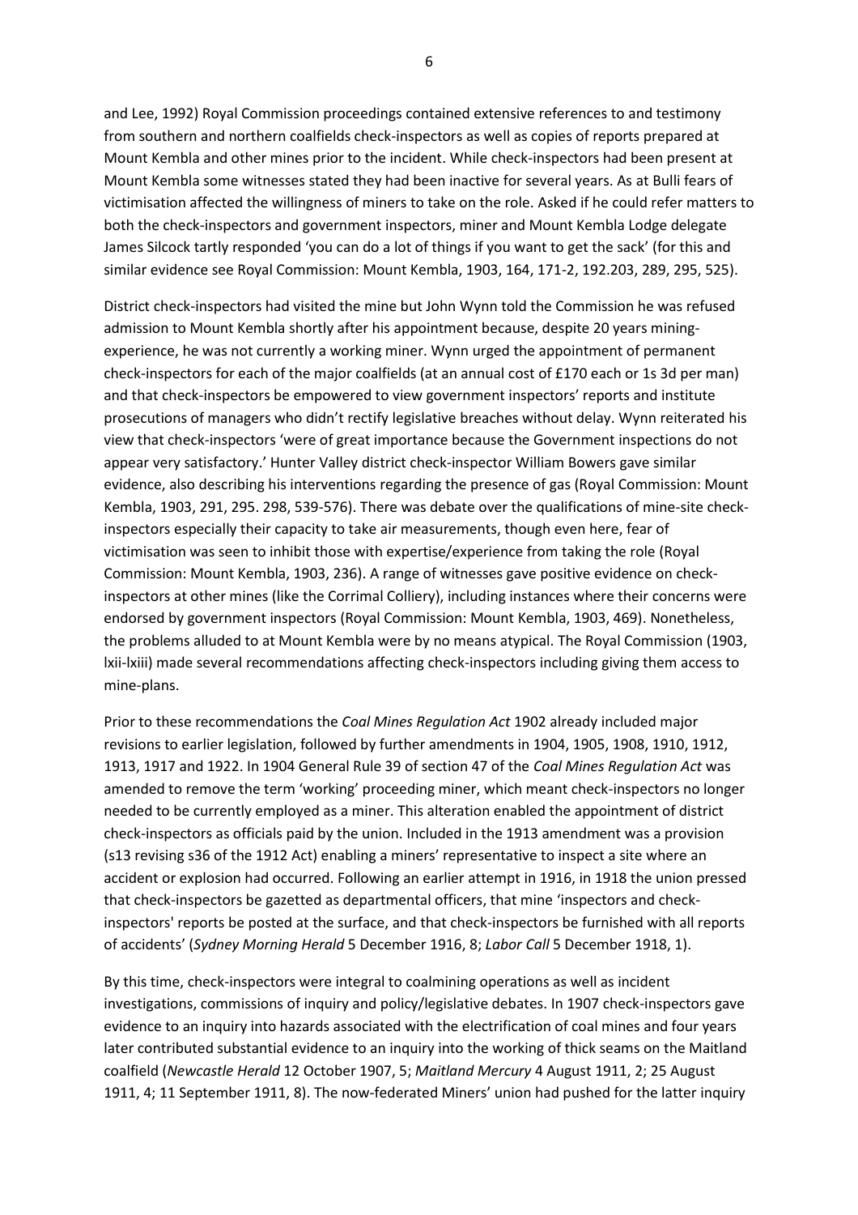and Lee, 1992) Royal Commission proceedings contained extensive references to and testimony from southern and northern coalfields check-inspectors as well as copies of reports prepared at Mount Kembla and other mines prior to the incident. While check-inspectors had been present at Mount Kembla some witnesses stated they had been inactive for several years. As at Bulli fears of victimisation affected the willingness of miners to take on the role. Asked if he could refer matters to both the check-inspectors and government inspectors, miner and Mount Kembla Lodge delegate James Silcock tartly responded 'you can do a lot of things if you want to get the sack' (for this and similar evidence see Royal Commission: Mount Kembla, 1903, 164, 171-2, 192.203, 289, 295, 525).

District check-inspectors had visited the mine but John Wynn told the Commission he was refused admission to Mount Kembla shortly after his appointment because, despite 20 years mining-experience, he was not currently a working miner. Wynn urged the appointment of permanent check-inspectors for each of the major coalfields (at an annual cost of £170 each or 1s 3d per man) and that check-inspectors be empowered to view government inspectors' reports and institute prosecutions of managers who didn't rectify legislative breaches without delay. Wynn reiterated his view that check-inspectors 'were of great importance because the Government inspections do not appear very satisfactory.' Hunter Valley district check-inspector William Bowers gave similar evidence, also describing his interventions regarding the presence of gas (Royal Commission: Mount Kembla, 1903, 291, 295. 298, 539-576). There was debate over the qualifications of mine-site check-inspectors especially their capacity to take air measurements, though even here, fear of victimisation was seen to inhibit those with expertise/experience from taking the role (Royal Commission: Mount Kembla, 1903, 236). A range of witnesses gave positive evidence on check-inspectors at other mines (like the Corrimal Colliery), including instances where their concerns were endorsed by government inspectors (Royal Commission: Mount Kembla, 1903, 469). Nonetheless, the problems alluded to at Mount Kembla were by no means atypical. The Royal Commission (1903, lxii-lxiii) made several recommendations affecting check-inspectors including giving them access to mine-plans.

Prior to these recommendations the *Coal Mines Regulation Act* 1902 already included major revisions to earlier legislation, followed by further amendments in 1904, 1905, 1908, 1910, 1912, 1913, 1917 and 1922. In 1904 General Rule 39 of section 47 of the *Coal Mines Regulation Act* was amended to remove the term 'working' proceeding miner, which meant check-inspectors no longer needed to be currently employed as a miner. This alteration enabled the appointment of district check-inspectors as officials paid by the union. Included in the 1913 amendment was a provision (s13 revising s36 of the 1912 Act) enabling a miners' representative to inspect a site where an accident or explosion had occurred. Following an earlier attempt in 1916, in 1918 the union pressed that check-inspectors be gazetted as departmental officers, that mine 'inspectors and check-inspectors' reports be posted at the surface, and that check-inspectors be furnished with all reports of accidents' (*Sydney Morning Herald* 5 December 1916, 8; *Labor Call* 5 December 1918, 1).

By this time, check-inspectors were integral to coalmining operations as well as incident investigations, commissions of inquiry and policy/legislative debates. In 1907 check-inspectors gave evidence to an inquiry into hazards associated with the electrification of coal mines and four years later contributed substantial evidence to an inquiry into the working of thick seams on the Maitland coalfield (*Newcastle Herald* 12 October 1907, 5; *Maitland Mercury* 4 August 1911, 2; 25 August 1911, 4; 11 September 1911, 8). The now-federated Miners' union had pushed for the latter inquiry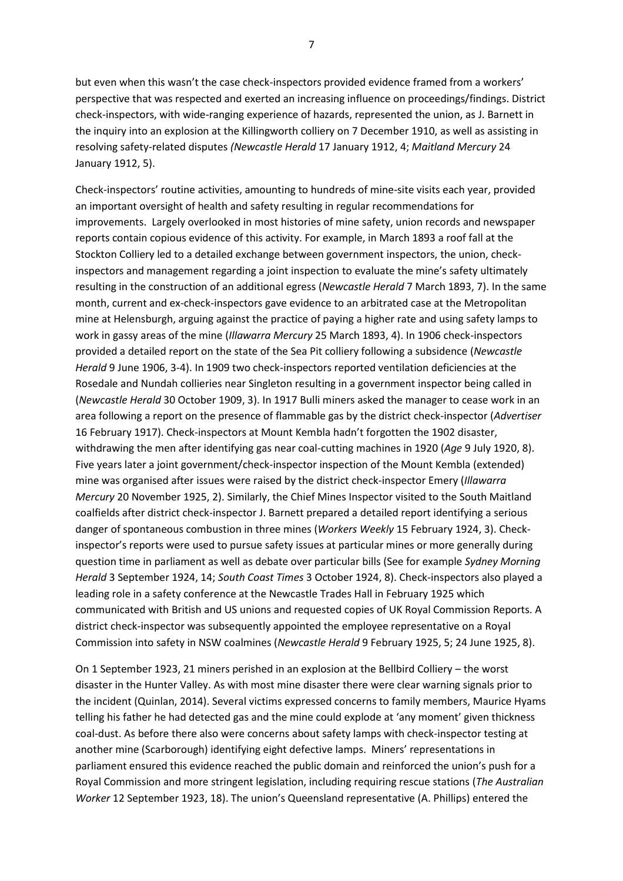but even when this wasn't the case check-inspectors provided evidence framed from a workers' perspective that was respected and exerted an increasing influence on proceedings/findings. District check-inspectors, with wide-ranging experience of hazards, represented the union, as J. Barnett in the inquiry into an explosion at the Killingworth colliery on 7 December 1910, as well as assisting in resolving safety-related disputes *(Newcastle Herald* 17 January 1912, 4; *Maitland Mercury* 24 January 1912, 5).

Check-inspectors' routine activities, amounting to hundreds of mine-site visits each year, provided an important oversight of health and safety resulting in regular recommendations for improvements. Largely overlooked in most histories of mine safety, union records and newspaper reports contain copious evidence of this activity. For example, in March 1893 a roof fall at the Stockton Colliery led to a detailed exchange between government inspectors, the union, check-inspectors and management regarding a joint inspection to evaluate the mine's safety ultimately resulting in the construction of an additional egress (*Newcastle Herald* 7 March 1893, 7). In the same month, current and ex-check-inspectors gave evidence to an arbitrated case at the Metropolitan mine at Helensburgh, arguing against the practice of paying a higher rate and using safety lamps to work in gassy areas of the mine (*Illawarra Mercury* 25 March 1893, 4). In 1906 check-inspectors provided a detailed report on the state of the Sea Pit colliery following a subsidence (*Newcastle Herald* 9 June 1906, 3-4). In 1909 two check-inspectors reported ventilation deficiencies at the Rosedale and Nundah collieries near Singleton resulting in a government inspector being called in (*Newcastle Herald* 30 October 1909, 3). In 1917 Bulli miners asked the manager to cease work in an area following a report on the presence of flammable gas by the district check-inspector (*Advertiser* 16 February 1917). Check-inspectors at Mount Kembla hadn't forgotten the 1902 disaster, withdrawing the men after identifying gas near coal-cutting machines in 1920 (*Age* 9 July 1920, 8). Five years later a joint government/check-inspector inspection of the Mount Kembla (extended) mine was organised after issues were raised by the district check-inspector Emery (*Illawarra Mercury* 20 November 1925, 2). Similarly, the Chief Mines Inspector visited to the South Maitland coalfields after district check-inspector J. Barnett prepared a detailed report identifying a serious danger of spontaneous combustion in three mines (*Workers Weekly* 15 February 1924, 3). Check-inspector's reports were used to pursue safety issues at particular mines or more generally during question time in parliament as well as debate over particular bills (See for example *Sydney Morning Herald* 3 September 1924, 14; *South Coast Times* 3 October 1924, 8). Check-inspectors also played a leading role in a safety conference at the Newcastle Trades Hall in February 1925 which communicated with British and US unions and requested copies of UK Royal Commission Reports. A district check-inspector was subsequently appointed the employee representative on a Royal Commission into safety in NSW coalmines (*Newcastle Herald* 9 February 1925, 5; 24 June 1925, 8).

On 1 September 1923, 21 miners perished in an explosion at the Bellbird Colliery – the worst disaster in the Hunter Valley. As with most mine disaster there were clear warning signals prior to the incident (Quinlan, 2014). Several victims expressed concerns to family members, Maurice Hyams telling his father he had detected gas and the mine could explode at 'any moment' given thickness coal-dust. As before there also were concerns about safety lamps with check-inspector testing at another mine (Scarborough) identifying eight defective lamps. Miners' representations in parliament ensured this evidence reached the public domain and reinforced the union's push for a Royal Commission and more stringent legislation, including requiring rescue stations (*The Australian Worker* 12 September 1923, 18). The union's Queensland representative (A. Phillips) entered the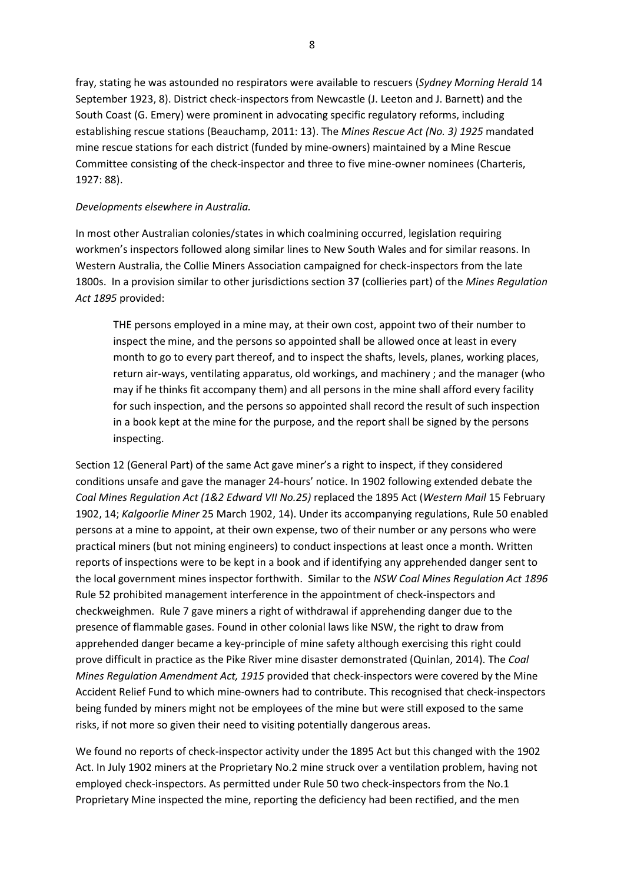fray, stating he was astounded no respirators were available to rescuers (*Sydney Morning Herald* 14 September 1923, 8). District check-inspectors from Newcastle (J. Leeton and J. Barnett) and the South Coast (G. Emery) were prominent in advocating specific regulatory reforms, including establishing rescue stations (Beauchamp, 2011: 13). The *Mines Rescue Act (No. 3) 1925* mandated mine rescue stations for each district (funded by mine-owners) maintained by a Mine Rescue Committee consisting of the check-inspector and three to five mine-owner nominees (Charteris, 1927: 88).

*Developments elsewhere in Australia.*

In most other Australian colonies/states in which coalmining occurred, legislation requiring workmen's inspectors followed along similar lines to New South Wales and for similar reasons. In Western Australia, the Collie Miners Association campaigned for check-inspectors from the late 1800s. In a provision similar to other jurisdictions section 37 (collieries part) of the *Mines Regulation Act 1895* provided:

> THE persons employed in a mine may, at their own cost, appoint two of their number to inspect the mine, and the persons so appointed shall be allowed once at least in every month to go to every part thereof, and to inspect the shafts, levels, planes, working places, return air-ways, ventilating apparatus, old workings, and machinery ; and the manager (who may if he thinks fit accompany them) and all persons in the mine shall afford every facility for such inspection, and the persons so appointed shall record the result of such inspection in a book kept at the mine for the purpose, and the report shall be signed by the persons inspecting.

Section 12 (General Part) of the same Act gave miner's a right to inspect, if they considered conditions unsafe and gave the manager 24-hours' notice. In 1902 following extended debate the *Coal Mines Regulation Act (1&2 Edward VII No.25)* replaced the 1895 Act (*Western Mail* 15 February 1902, 14; *Kalgoorlie Miner* 25 March 1902, 14). Under its accompanying regulations, Rule 50 enabled persons at a mine to appoint, at their own expense, two of their number or any persons who were practical miners (but not mining engineers) to conduct inspections at least once a month. Written reports of inspections were to be kept in a book and if identifying any apprehended danger sent to the local government mines inspector forthwith. Similar to the *NSW Coal Mines Regulation Act 1896* Rule 52 prohibited management interference in the appointment of check-inspectors and checkweighmen. Rule 7 gave miners a right of withdrawal if apprehending danger due to the presence of flammable gases. Found in other colonial laws like NSW, the right to draw from apprehended danger became a key-principle of mine safety although exercising this right could prove difficult in practice as the Pike River mine disaster demonstrated (Quinlan, 2014). The *Coal Mines Regulation Amendment Act, 1915* provided that check-inspectors were covered by the Mine Accident Relief Fund to which mine-owners had to contribute. This recognised that check-inspectors being funded by miners might not be employees of the mine but were still exposed to the same risks, if not more so given their need to visiting potentially dangerous areas.

We found no reports of check-inspector activity under the 1895 Act but this changed with the 1902 Act. In July 1902 miners at the Proprietary No.2 mine struck over a ventilation problem, having not employed check-inspectors. As permitted under Rule 50 two check-inspectors from the No.1 Proprietary Mine inspected the mine, reporting the deficiency had been rectified, and the men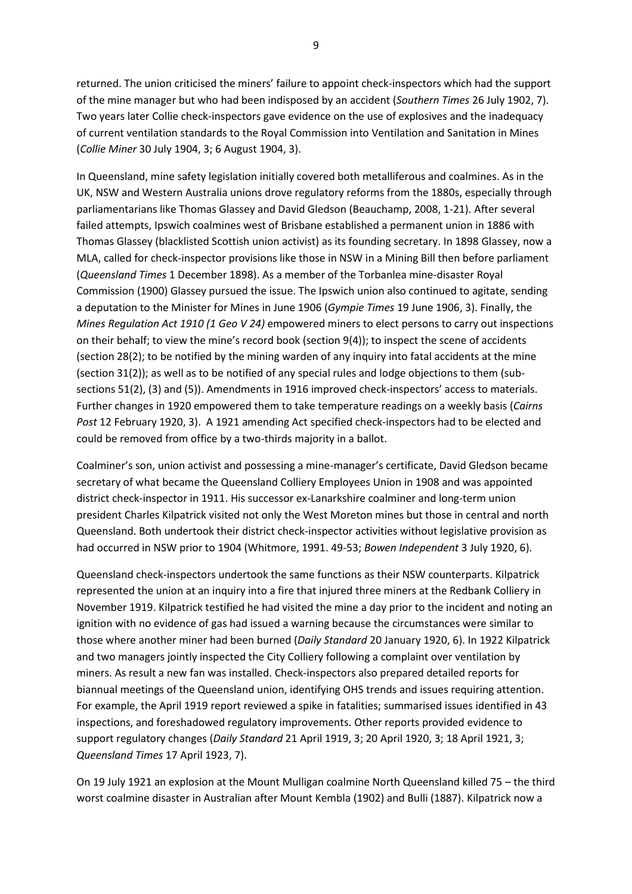returned. The union criticised the miners' failure to appoint check-inspectors which had the support of the mine manager but who had been indisposed by an accident (*Southern Times* 26 July 1902, 7). Two years later Collie check-inspectors gave evidence on the use of explosives and the inadequacy of current ventilation standards to the Royal Commission into Ventilation and Sanitation in Mines (*Collie Miner* 30 July 1904, 3; 6 August 1904, 3).

In Queensland, mine safety legislation initially covered both metalliferous and coalmines. As in the UK, NSW and Western Australia unions drove regulatory reforms from the 1880s, especially through parliamentarians like Thomas Glassey and David Gledson (Beauchamp, 2008, 1-21). After several failed attempts, Ipswich coalmines west of Brisbane established a permanent union in 1886 with Thomas Glassey (blacklisted Scottish union activist) as its founding secretary. In 1898 Glassey, now a MLA, called for check-inspector provisions like those in NSW in a Mining Bill then before parliament (*Queensland Times* 1 December 1898). As a member of the Torbanlea mine-disaster Royal Commission (1900) Glassey pursued the issue. The Ipswich union also continued to agitate, sending a deputation to the Minister for Mines in June 1906 (*Gympie Times* 19 June 1906, 3). Finally, the *Mines Regulation Act 1910 (1 Geo V 24)* empowered miners to elect persons to carry out inspections on their behalf; to view the mine's record book (section 9(4)); to inspect the scene of accidents (section 28(2); to be notified by the mining warden of any inquiry into fatal accidents at the mine (section 31(2)); as well as to be notified of any special rules and lodge objections to them (sub-sections 51(2), (3) and (5)). Amendments in 1916 improved check-inspectors' access to materials. Further changes in 1920 empowered them to take temperature readings on a weekly basis (*Cairns Post* 12 February 1920, 3). A 1921 amending Act specified check-inspectors had to be elected and could be removed from office by a two-thirds majority in a ballot.

Coalminer's son, union activist and possessing a mine-manager's certificate, David Gledson became secretary of what became the Queensland Colliery Employees Union in 1908 and was appointed district check-inspector in 1911. His successor ex-Lanarkshire coalminer and long-term union president Charles Kilpatrick visited not only the West Moreton mines but those in central and north Queensland. Both undertook their district check-inspector activities without legislative provision as had occurred in NSW prior to 1904 (Whitmore, 1991. 49-53; *Bowen Independent* 3 July 1920, 6).

Queensland check-inspectors undertook the same functions as their NSW counterparts. Kilpatrick represented the union at an inquiry into a fire that injured three miners at the Redbank Colliery in November 1919. Kilpatrick testified he had visited the mine a day prior to the incident and noting an ignition with no evidence of gas had issued a warning because the circumstances were similar to those where another miner had been burned (*Daily Standard* 20 January 1920, 6). In 1922 Kilpatrick and two managers jointly inspected the City Colliery following a complaint over ventilation by miners. As result a new fan was installed. Check-inspectors also prepared detailed reports for biannual meetings of the Queensland union, identifying OHS trends and issues requiring attention. For example, the April 1919 report reviewed a spike in fatalities; summarised issues identified in 43 inspections, and foreshadowed regulatory improvements. Other reports provided evidence to support regulatory changes (*Daily Standard* 21 April 1919, 3; 20 April 1920, 3; 18 April 1921, 3; *Queensland Times* 17 April 1923, 7).

On 19 July 1921 an explosion at the Mount Mulligan coalmine North Queensland killed 75 – the third worst coalmine disaster in Australian after Mount Kembla (1902) and Bulli (1887). Kilpatrick now a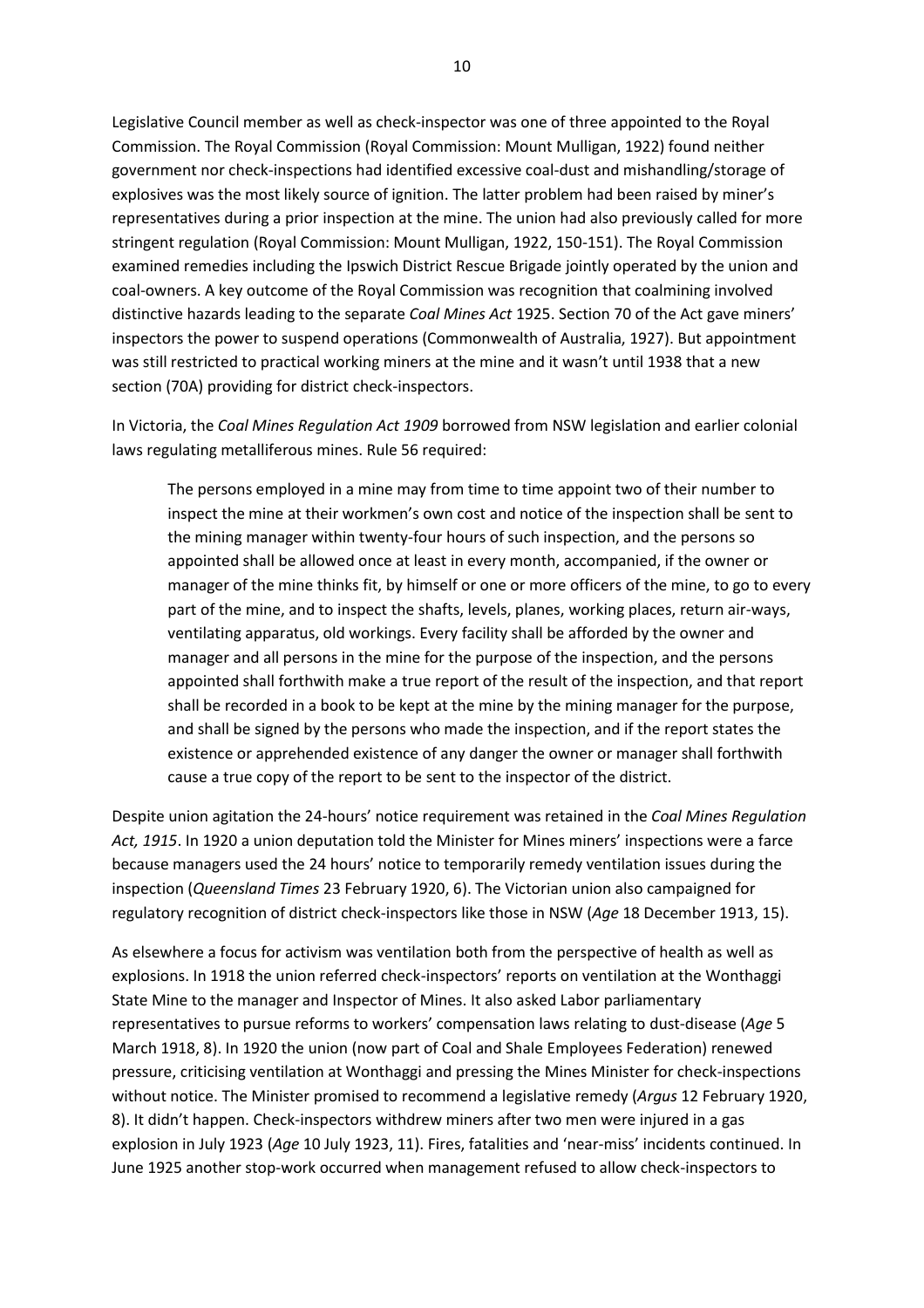Legislative Council member as well as check-inspector was one of three appointed to the Royal Commission. The Royal Commission (Royal Commission: Mount Mulligan, 1922) found neither government nor check-inspections had identified excessive coal-dust and mishandling/storage of explosives was the most likely source of ignition. The latter problem had been raised by miner's representatives during a prior inspection at the mine. The union had also previously called for more stringent regulation (Royal Commission: Mount Mulligan, 1922, 150-151). The Royal Commission examined remedies including the Ipswich District Rescue Brigade jointly operated by the union and coal-owners. A key outcome of the Royal Commission was recognition that coalmining involved distinctive hazards leading to the separate *Coal Mines Act* 1925. Section 70 of the Act gave miners' inspectors the power to suspend operations (Commonwealth of Australia, 1927). But appointment was still restricted to practical working miners at the mine and it wasn't until 1938 that a new section (70A) providing for district check-inspectors.

In Victoria, the *Coal Mines Regulation Act 1909* borrowed from NSW legislation and earlier colonial laws regulating metalliferous mines. Rule 56 required:

> The persons employed in a mine may from time to time appoint two of their number to inspect the mine at their workmen's own cost and notice of the inspection shall be sent to the mining manager within twenty-four hours of such inspection, and the persons so appointed shall be allowed once at least in every month, accompanied, if the owner or manager of the mine thinks fit, by himself or one or more officers of the mine, to go to every part of the mine, and to inspect the shafts, levels, planes, working places, return air-ways, ventilating apparatus, old workings. Every facility shall be afforded by the owner and manager and all persons in the mine for the purpose of the inspection, and the persons appointed shall forthwith make a true report of the result of the inspection, and that report shall be recorded in a book to be kept at the mine by the mining manager for the purpose, and shall be signed by the persons who made the inspection, and if the report states the existence or apprehended existence of any danger the owner or manager shall forthwith cause a true copy of the report to be sent to the inspector of the district.

Despite union agitation the 24-hours' notice requirement was retained in the *Coal Mines Regulation Act, 1915*. In 1920 a union deputation told the Minister for Mines miners' inspections were a farce because managers used the 24 hours' notice to temporarily remedy ventilation issues during the inspection (*Queensland Times* 23 February 1920, 6). The Victorian union also campaigned for regulatory recognition of district check-inspectors like those in NSW (*Age* 18 December 1913, 15).

As elsewhere a focus for activism was ventilation both from the perspective of health as well as explosions. In 1918 the union referred check-inspectors' reports on ventilation at the Wonthaggi State Mine to the manager and Inspector of Mines. It also asked Labor parliamentary representatives to pursue reforms to workers' compensation laws relating to dust-disease (*Age* 5 March 1918, 8). In 1920 the union (now part of Coal and Shale Employees Federation) renewed pressure, criticising ventilation at Wonthaggi and pressing the Mines Minister for check-inspections without notice. The Minister promised to recommend a legislative remedy (*Argus* 12 February 1920, 8). It didn't happen. Check-inspectors withdrew miners after two men were injured in a gas explosion in July 1923 (*Age* 10 July 1923, 11). Fires, fatalities and 'near-miss' incidents continued. In June 1925 another stop-work occurred when management refused to allow check-inspectors to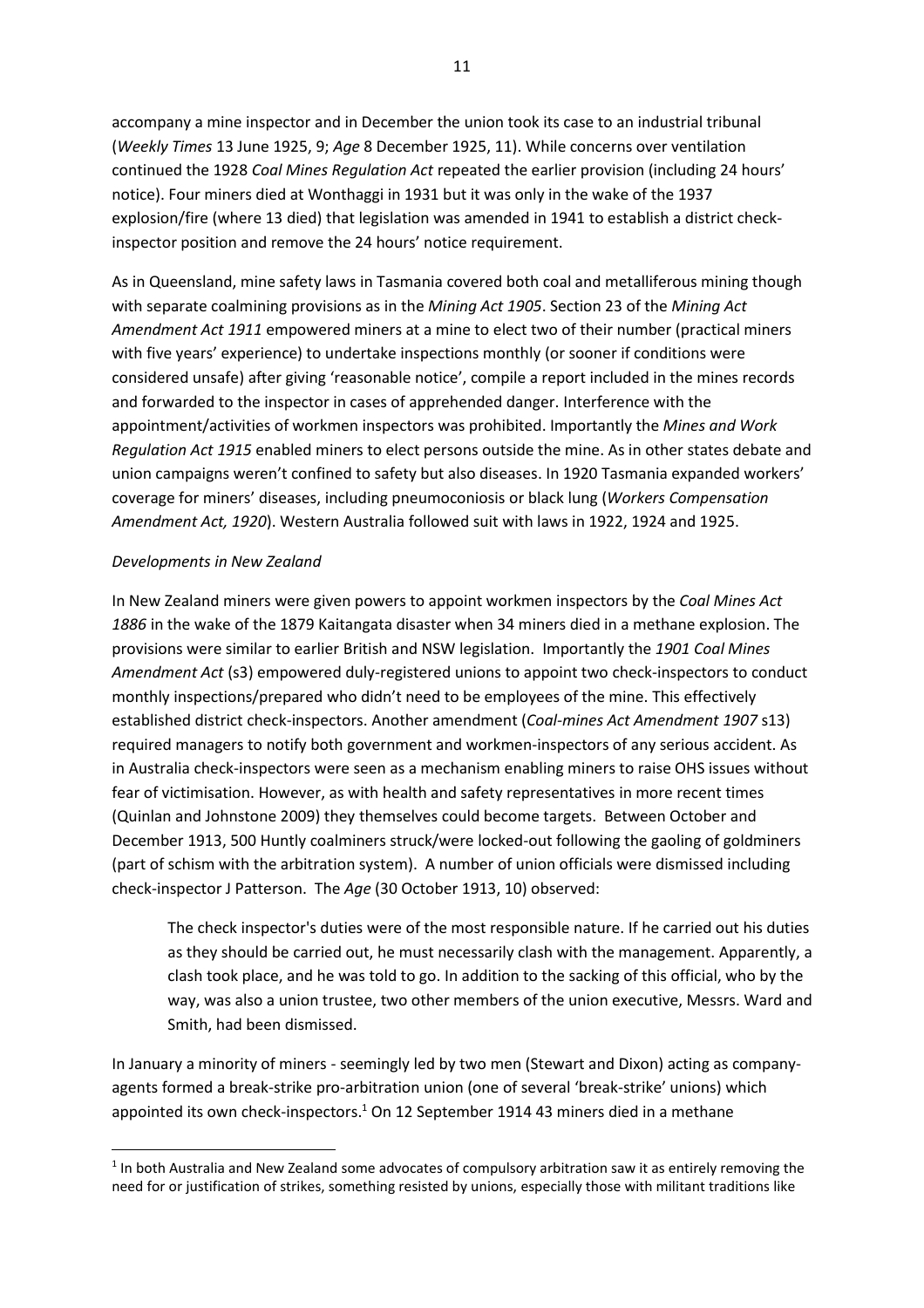accompany a mine inspector and in December the union took its case to an industrial tribunal (*Weekly Times* 13 June 1925, 9; *Age* 8 December 1925, 11). While concerns over ventilation continued the 1928 *Coal Mines Regulation Act* repeated the earlier provision (including 24 hours' notice). Four miners died at Wonthaggi in 1931 but it was only in the wake of the 1937 explosion/fire (where 13 died) that legislation was amended in 1941 to establish a district check-inspector position and remove the 24 hours' notice requirement.

As in Queensland, mine safety laws in Tasmania covered both coal and metalliferous mining though with separate coalmining provisions as in the *Mining Act 1905*. Section 23 of the *Mining Act Amendment Act 1911* empowered miners at a mine to elect two of their number (practical miners with five years' experience) to undertake inspections monthly (or sooner if conditions were considered unsafe) after giving 'reasonable notice', compile a report included in the mines records and forwarded to the inspector in cases of apprehended danger. Interference with the appointment/activities of workmen inspectors was prohibited. Importantly the *Mines and Work Regulation Act 1915* enabled miners to elect persons outside the mine. As in other states debate and union campaigns weren't confined to safety but also diseases. In 1920 Tasmania expanded workers' coverage for miners' diseases, including pneumoconiosis or black lung (*Workers Compensation Amendment Act, 1920*). Western Australia followed suit with laws in 1922, 1924 and 1925.

*Developments in New Zealand*

In New Zealand miners were given powers to appoint workmen inspectors by the *Coal Mines Act 1886* in the wake of the 1879 Kaitangata disaster when 34 miners died in a methane explosion. The provisions were similar to earlier British and NSW legislation. Importantly the *1901 Coal Mines Amendment Act* (s3) empowered duly-registered unions to appoint two check-inspectors to conduct monthly inspections/prepared who didn't need to be employees of the mine. This effectively established district check-inspectors. Another amendment (*Coal-mines Act Amendment 1907* s13) required managers to notify both government and workmen-inspectors of any serious accident. As in Australia check-inspectors were seen as a mechanism enabling miners to raise OHS issues without fear of victimisation. However, as with health and safety representatives in more recent times (Quinlan and Johnstone 2009) they themselves could become targets. Between October and December 1913, 500 Huntly coalminers struck/were locked-out following the gaoling of goldminers (part of schism with the arbitration system). A number of union officials were dismissed including check-inspector J Patterson. The *Age* (30 October 1913, 10) observed:

> The check inspector's duties were of the most responsible nature. If he carried out his duties as they should be carried out, he must necessarily clash with the management. Apparently, a clash took place, and he was told to go. In addition to the sacking of this official, who by the way, was also a union trustee, two other members of the union executive, Messrs. Ward and Smith, had been dismissed.

In January a minority of miners - seemingly led by two men (Stewart and Dixon) acting as company-agents formed a break-strike pro-arbitration union (one of several 'break-strike' unions) which appointed its own check-inspectors.[1] On 12 September 1914 43 miners died in a methane

[1] In both Australia and New Zealand some advocates of compulsory arbitration saw it as entirely removing the need for or justification of strikes, something resisted by unions, especially those with militant traditions like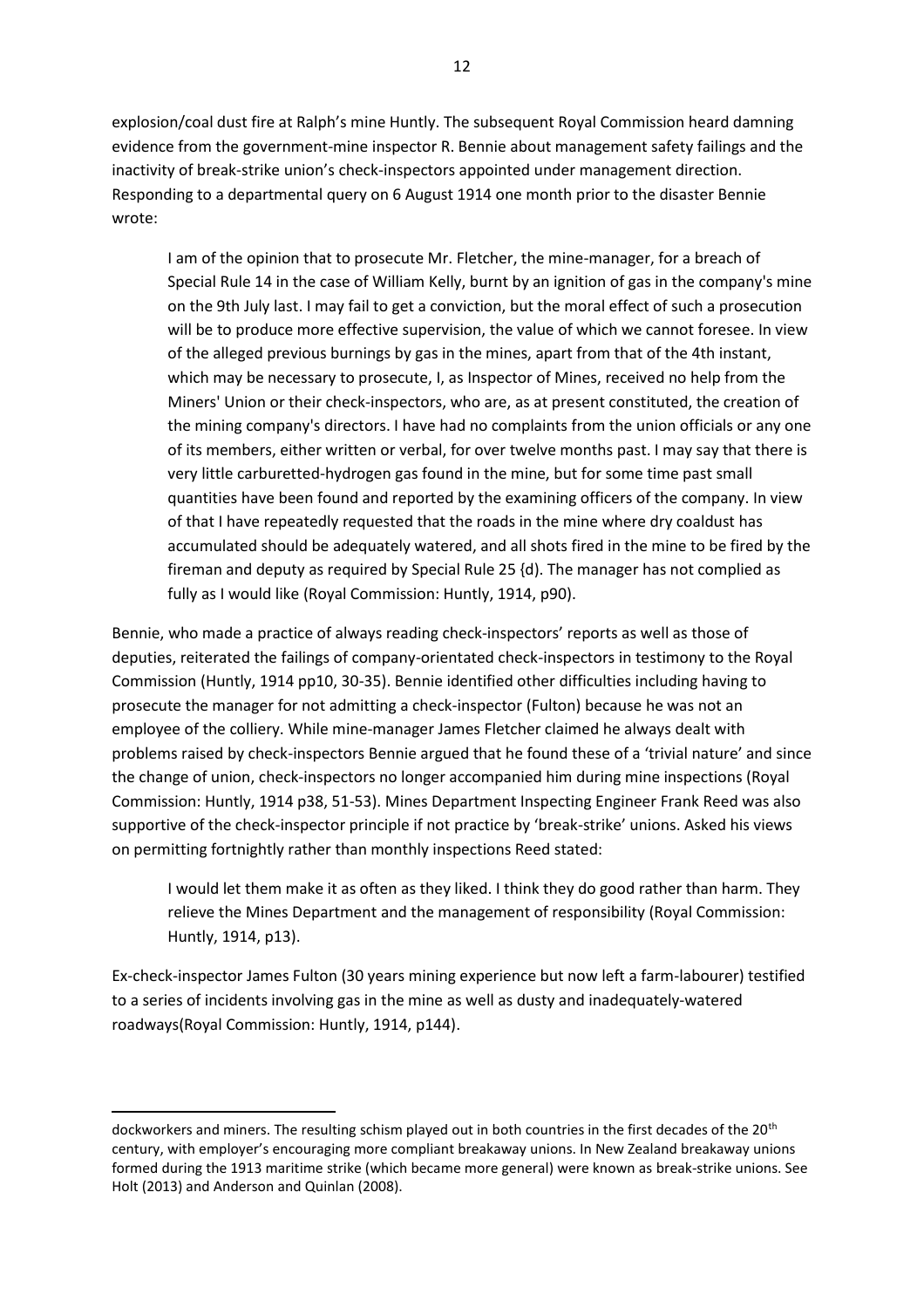explosion/coal dust fire at Ralph's mine Huntly. The subsequent Royal Commission heard damning evidence from the government-mine inspector R. Bennie about management safety failings and the inactivity of break-strike union's check-inspectors appointed under management direction. Responding to a departmental query on 6 August 1914 one month prior to the disaster Bennie wrote:

> I am of the opinion that to prosecute Mr. Fletcher, the mine-manager, for a breach of Special Rule 14 in the case of William Kelly, burnt by an ignition of gas in the company's mine on the 9th July last. I may fail to get a conviction, but the moral effect of such a prosecution will be to produce more effective supervision, the value of which we cannot foresee. In view of the alleged previous burnings by gas in the mines, apart from that of the 4th instant, which may be necessary to prosecute, I, as Inspector of Mines, received no help from the Miners' Union or their check-inspectors, who are, as at present constituted, the creation of the mining company's directors. I have had no complaints from the union officials or any one of its members, either written or verbal, for over twelve months past. I may say that there is very little carburetted-hydrogen gas found in the mine, but for some time past small quantities have been found and reported by the examining officers of the company. In view of that I have repeatedly requested that the roads in the mine where dry coaldust has accumulated should be adequately watered, and all shots fired in the mine to be fired by the fireman and deputy as required by Special Rule 25 {d). The manager has not complied as fully as I would like (Royal Commission: Huntly, 1914, p90).

Bennie, who made a practice of always reading check-inspectors' reports as well as those of deputies, reiterated the failings of company-orientated check-inspectors in testimony to the Royal Commission (Huntly, 1914 pp10, 30-35). Bennie identified other difficulties including having to prosecute the manager for not admitting a check-inspector (Fulton) because he was not an employee of the colliery. While mine-manager James Fletcher claimed he always dealt with problems raised by check-inspectors Bennie argued that he found these of a 'trivial nature' and since the change of union, check-inspectors no longer accompanied him during mine inspections (Royal Commission: Huntly, 1914 p38, 51-53). Mines Department Inspecting Engineer Frank Reed was also supportive of the check-inspector principle if not practice by 'break-strike' unions. Asked his views on permitting fortnightly rather than monthly inspections Reed stated:

> I would let them make it as often as they liked. I think they do good rather than harm. They relieve the Mines Department and the management of responsibility (Royal Commission: Huntly, 1914, p13).

Ex-check-inspector James Fulton (30 years mining experience but now left a farm-labourer) testified to a series of incidents involving gas in the mine as well as dusty and inadequately-watered roadways(Royal Commission: Huntly, 1914, p144).

---

dockworkers and miners. The resulting schism played out in both countries in the first decades of the 20th century, with employer's encouraging more compliant breakaway unions. In New Zealand breakaway unions formed during the 1913 maritime strike (which became more general) were known as break-strike unions. See Holt (2013) and Anderson and Quinlan (2008).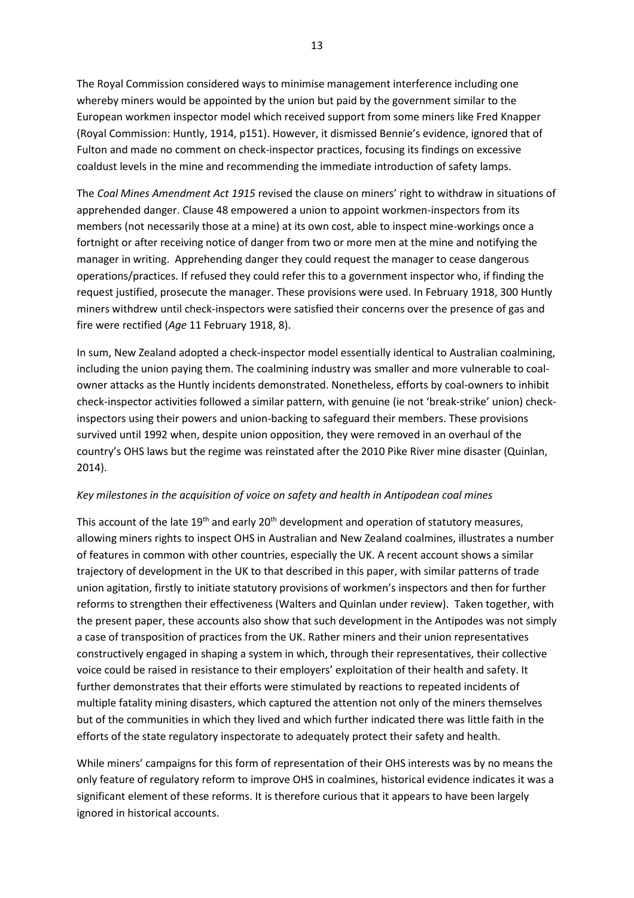The Royal Commission considered ways to minimise management interference including one whereby miners would be appointed by the union but paid by the government similar to the European workmen inspector model which received support from some miners like Fred Knapper (Royal Commission: Huntly, 1914, p151). However, it dismissed Bennie's evidence, ignored that of Fulton and made no comment on check-inspector practices, focusing its findings on excessive coaldust levels in the mine and recommending the immediate introduction of safety lamps.

The *Coal Mines Amendment Act 1915* revised the clause on miners' right to withdraw in situations of apprehended danger. Clause 48 empowered a union to appoint workmen-inspectors from its members (not necessarily those at a mine) at its own cost, able to inspect mine-workings once a fortnight or after receiving notice of danger from two or more men at the mine and notifying the manager in writing. Apprehending danger they could request the manager to cease dangerous operations/practices. If refused they could refer this to a government inspector who, if finding the request justified, prosecute the manager. These provisions were used. In February 1918, 300 Huntly miners withdrew until check-inspectors were satisfied their concerns over the presence of gas and fire were rectified (*Age* 11 February 1918, 8).

In sum, New Zealand adopted a check-inspector model essentially identical to Australian coalmining, including the union paying them. The coalmining industry was smaller and more vulnerable to coal-owner attacks as the Huntly incidents demonstrated. Nonetheless, efforts by coal-owners to inhibit check-inspector activities followed a similar pattern, with genuine (ie not 'break-strike' union) check-inspectors using their powers and union-backing to safeguard their members. These provisions survived until 1992 when, despite union opposition, they were removed in an overhaul of the country's OHS laws but the regime was reinstated after the 2010 Pike River mine disaster (Quinlan, 2014).

*Key milestones in the acquisition of voice on safety and health in Antipodean coal mines*

This account of the late 19th and early 20th development and operation of statutory measures, allowing miners rights to inspect OHS in Australian and New Zealand coalmines, illustrates a number of features in common with other countries, especially the UK. A recent account shows a similar trajectory of development in the UK to that described in this paper, with similar patterns of trade union agitation, firstly to initiate statutory provisions of workmen's inspectors and then for further reforms to strengthen their effectiveness (Walters and Quinlan under review). Taken together, with the present paper, these accounts also show that such development in the Antipodes was not simply a case of transposition of practices from the UK. Rather miners and their union representatives constructively engaged in shaping a system in which, through their representatives, their collective voice could be raised in resistance to their employers' exploitation of their health and safety. It further demonstrates that their efforts were stimulated by reactions to repeated incidents of multiple fatality mining disasters, which captured the attention not only of the miners themselves but of the communities in which they lived and which further indicated there was little faith in the efforts of the state regulatory inspectorate to adequately protect their safety and health.

While miners' campaigns for this form of representation of their OHS interests was by no means the only feature of regulatory reform to improve OHS in coalmines, historical evidence indicates it was a significant element of these reforms. It is therefore curious that it appears to have been largely ignored in historical accounts.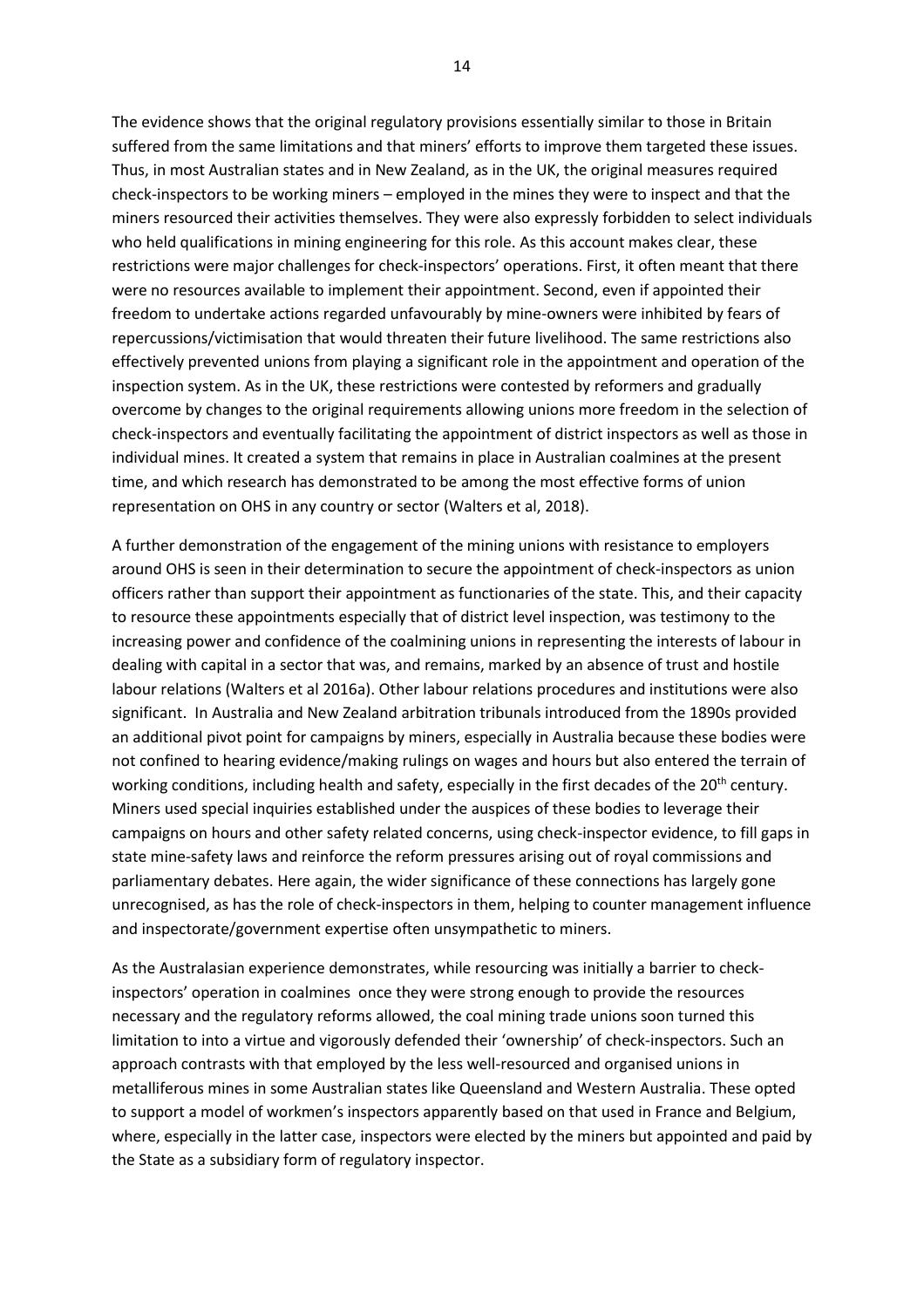The evidence shows that the original regulatory provisions essentially similar to those in Britain suffered from the same limitations and that miners' efforts to improve them targeted these issues. Thus, in most Australian states and in New Zealand, as in the UK, the original measures required check-inspectors to be working miners – employed in the mines they were to inspect and that the miners resourced their activities themselves. They were also expressly forbidden to select individuals who held qualifications in mining engineering for this role. As this account makes clear, these restrictions were major challenges for check-inspectors' operations. First, it often meant that there were no resources available to implement their appointment. Second, even if appointed their freedom to undertake actions regarded unfavourably by mine-owners were inhibited by fears of repercussions/victimisation that would threaten their future livelihood. The same restrictions also effectively prevented unions from playing a significant role in the appointment and operation of the inspection system. As in the UK, these restrictions were contested by reformers and gradually overcome by changes to the original requirements allowing unions more freedom in the selection of check-inspectors and eventually facilitating the appointment of district inspectors as well as those in individual mines. It created a system that remains in place in Australian coalmines at the present time, and which research has demonstrated to be among the most effective forms of union representation on OHS in any country or sector (Walters et al, 2018).

A further demonstration of the engagement of the mining unions with resistance to employers around OHS is seen in their determination to secure the appointment of check-inspectors as union officers rather than support their appointment as functionaries of the state. This, and their capacity to resource these appointments especially that of district level inspection, was testimony to the increasing power and confidence of the coalmining unions in representing the interests of labour in dealing with capital in a sector that was, and remains, marked by an absence of trust and hostile labour relations (Walters et al 2016a). Other labour relations procedures and institutions were also significant. In Australia and New Zealand arbitration tribunals introduced from the 1890s provided an additional pivot point for campaigns by miners, especially in Australia because these bodies were not confined to hearing evidence/making rulings on wages and hours but also entered the terrain of working conditions, including health and safety, especially in the first decades of the 20th century. Miners used special inquiries established under the auspices of these bodies to leverage their campaigns on hours and other safety related concerns, using check-inspector evidence, to fill gaps in state mine-safety laws and reinforce the reform pressures arising out of royal commissions and parliamentary debates. Here again, the wider significance of these connections has largely gone unrecognised, as has the role of check-inspectors in them, helping to counter management influence and inspectorate/government expertise often unsympathetic to miners.

As the Australasian experience demonstrates, while resourcing was initially a barrier to check-inspectors' operation in coalmines once they were strong enough to provide the resources necessary and the regulatory reforms allowed, the coal mining trade unions soon turned this limitation to into a virtue and vigorously defended their 'ownership' of check-inspectors. Such an approach contrasts with that employed by the less well-resourced and organised unions in metalliferous mines in some Australian states like Queensland and Western Australia. These opted to support a model of workmen's inspectors apparently based on that used in France and Belgium, where, especially in the latter case, inspectors were elected by the miners but appointed and paid by the State as a subsidiary form of regulatory inspector.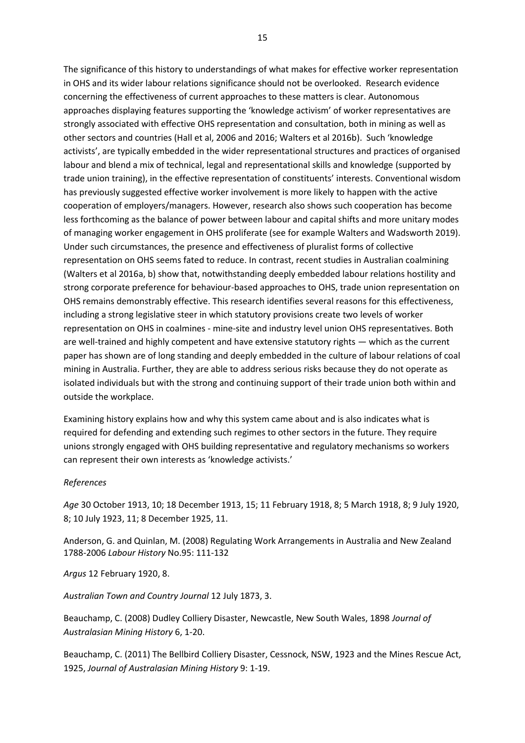The significance of this history to understandings of what makes for effective worker representation in OHS and its wider labour relations significance should not be overlooked. Research evidence concerning the effectiveness of current approaches to these matters is clear. Autonomous approaches displaying features supporting the 'knowledge activism' of worker representatives are strongly associated with effective OHS representation and consultation, both in mining as well as other sectors and countries (Hall et al, 2006 and 2016; Walters et al 2016b). Such 'knowledge activists', are typically embedded in the wider representational structures and practices of organised labour and blend a mix of technical, legal and representational skills and knowledge (supported by trade union training), in the effective representation of constituents' interests. Conventional wisdom has previously suggested effective worker involvement is more likely to happen with the active cooperation of employers/managers. However, research also shows such cooperation has become less forthcoming as the balance of power between labour and capital shifts and more unitary modes of managing worker engagement in OHS proliferate (see for example Walters and Wadsworth 2019). Under such circumstances, the presence and effectiveness of pluralist forms of collective representation on OHS seems fated to reduce. In contrast, recent studies in Australian coalmining (Walters et al 2016a, b) show that, notwithstanding deeply embedded labour relations hostility and strong corporate preference for behaviour-based approaches to OHS, trade union representation on OHS remains demonstrably effective. This research identifies several reasons for this effectiveness, including a strong legislative steer in which statutory provisions create two levels of worker representation on OHS in coalmines - mine-site and industry level union OHS representatives. Both are well-trained and highly competent and have extensive statutory rights — which as the current paper has shown are of long standing and deeply embedded in the culture of labour relations of coal mining in Australia. Further, they are able to address serious risks because they do not operate as isolated individuals but with the strong and continuing support of their trade union both within and outside the workplace.

Examining history explains how and why this system came about and is also indicates what is required for defending and extending such regimes to other sectors in the future. They require unions strongly engaged with OHS building representative and regulatory mechanisms so workers can represent their own interests as 'knowledge activists.'

*References*

*Age* 30 October 1913, 10; 18 December 1913, 15; 11 February 1918, 8; 5 March 1918, 8; 9 July 1920, 8; 10 July 1923, 11; 8 December 1925, 11.

Anderson, G. and Quinlan, M. (2008) Regulating Work Arrangements in Australia and New Zealand 1788-2006 *Labour History* No.95: 111-132

*Argus* 12 February 1920, 8.

*Australian Town and Country Journal* 12 July 1873, 3.

Beauchamp, C. (2008) Dudley Colliery Disaster, Newcastle, New South Wales, 1898 *Journal of Australasian Mining History* 6, 1-20.

Beauchamp, C. (2011) The Bellbird Colliery Disaster, Cessnock, NSW, 1923 and the Mines Rescue Act, 1925, *Journal of Australasian Mining History* 9: 1-19.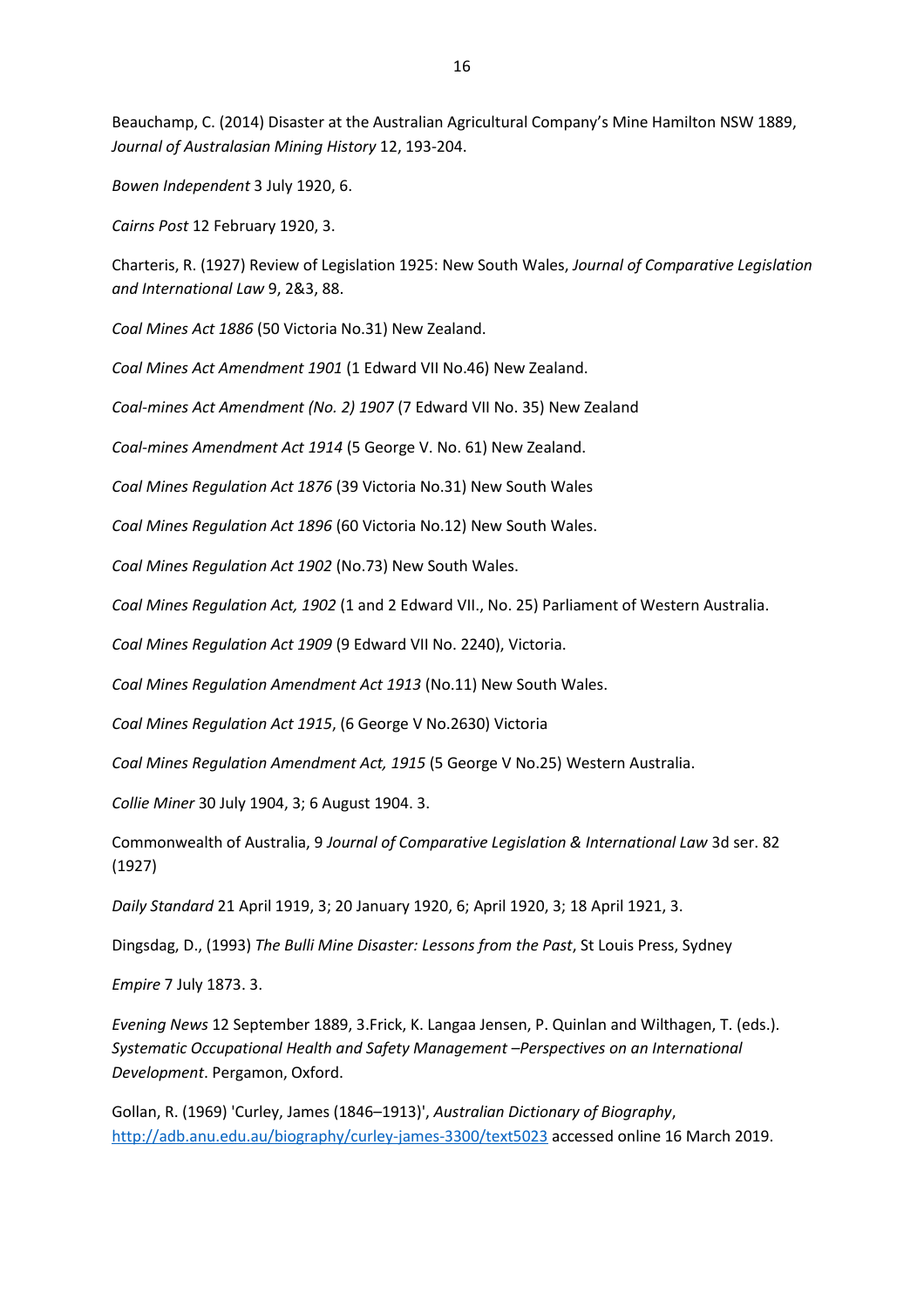Beauchamp, C. (2014) Disaster at the Australian Agricultural Company's Mine Hamilton NSW 1889, *Journal of Australasian Mining History* 12, 193-204.

*Bowen Independent* 3 July 1920, 6.

*Cairns Post* 12 February 1920, 3.

Charteris, R. (1927) Review of Legislation 1925: New South Wales, *Journal of Comparative Legislation and International Law* 9, 2&3, 88.

*Coal Mines Act 1886* (50 Victoria No.31) New Zealand.

*Coal Mines Act Amendment 1901* (1 Edward VII No.46) New Zealand.

*Coal-mines Act Amendment (No. 2) 1907* (7 Edward VII No. 35) New Zealand

*Coal-mines Amendment Act 1914* (5 George V. No. 61) New Zealand.

*Coal Mines Regulation Act 1876* (39 Victoria No.31) New South Wales

*Coal Mines Regulation Act 1896* (60 Victoria No.12) New South Wales.

*Coal Mines Regulation Act 1902* (No.73) New South Wales.

*Coal Mines Regulation Act, 1902* (1 and 2 Edward VII., No. 25) Parliament of Western Australia.

*Coal Mines Regulation Act 1909* (9 Edward VII No. 2240), Victoria.

*Coal Mines Regulation Amendment Act 1913* (No.11) New South Wales.

*Coal Mines Regulation Act 1915*, (6 George V No.2630) Victoria

*Coal Mines Regulation Amendment Act, 1915* (5 George V No.25) Western Australia.

*Collie Miner* 30 July 1904, 3; 6 August 1904. 3.

Commonwealth of Australia, 9 *Journal of Comparative Legislation & International Law* 3d ser. 82 (1927)

*Daily Standard* 21 April 1919, 3; 20 January 1920, 6; April 1920, 3; 18 April 1921, 3.

Dingsdag, D., (1993) *The Bulli Mine Disaster: Lessons from the Past*, St Louis Press, Sydney

*Empire* 7 July 1873. 3.

*Evening News* 12 September 1889, 3.Frick, K. Langaa Jensen, P. Quinlan and Wilthagen, T. (eds.). *Systematic Occupational Health and Safety Management –Perspectives on an International Development*. Pergamon, Oxford.

Gollan, R. (1969) 'Curley, James (1846–1913)', *Australian Dictionary of Biography*, http://adb.anu.edu.au/biography/curley-james-3300/text5023 accessed online 16 March 2019.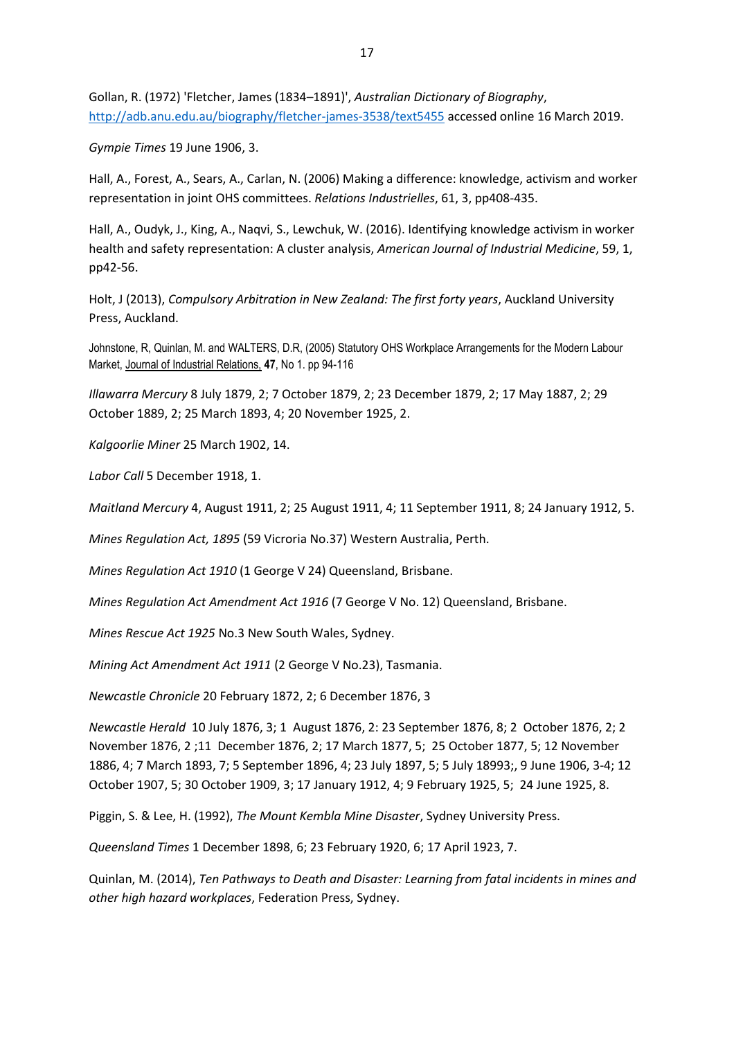Gollan, R. (1972) 'Fletcher, James (1834–1891)', *Australian Dictionary of Biography*, http://adb.anu.edu.au/biography/fletcher-james-3538/text5455 accessed online 16 March 2019.

*Gympie Times* 19 June 1906, 3.

Hall, A., Forest, A., Sears, A., Carlan, N. (2006) Making a difference: knowledge, activism and worker representation in joint OHS committees. *Relations Industrielles*, 61, 3, pp408-435.

Hall, A., Oudyk, J., King, A., Naqvi, S., Lewchuk, W. (2016). Identifying knowledge activism in worker health and safety representation: A cluster analysis, *American Journal of Industrial Medicine*, 59, 1, pp42-56.

Holt, J (2013), *Compulsory Arbitration in New Zealand: The first forty years*, Auckland University Press, Auckland.

Johnstone, R, Quinlan, M. and WALTERS, D.R, (2005) Statutory OHS Workplace Arrangements for the Modern Labour Market, Journal of Industrial Relations, **47**, No 1. pp 94-116

*Illawarra Mercury* 8 July 1879, 2; 7 October 1879, 2; 23 December 1879, 2; 17 May 1887, 2; 29 October 1889, 2; 25 March 1893, 4; 20 November 1925, 2.

*Kalgoorlie Miner* 25 March 1902, 14.

*Labor Call* 5 December 1918, 1.

*Maitland Mercury* 4, August 1911, 2; 25 August 1911, 4; 11 September 1911, 8; 24 January 1912, 5.

*Mines Regulation Act, 1895* (59 Vicroria No.37) Western Australia, Perth.

*Mines Regulation Act 1910* (1 George V 24) Queensland, Brisbane.

*Mines Regulation Act Amendment Act 1916* (7 George V No. 12) Queensland, Brisbane.

*Mines Rescue Act 1925* No.3 New South Wales, Sydney.

*Mining Act Amendment Act 1911* (2 George V No.23), Tasmania.

*Newcastle Chronicle* 20 February 1872, 2; 6 December 1876, 3

*Newcastle Herald* 10 July 1876, 3; 1 August 1876, 2: 23 September 1876, 8; 2 October 1876, 2; 2 November 1876, 2 ;11 December 1876, 2; 17 March 1877, 5; 25 October 1877, 5; 12 November 1886, 4; 7 March 1893, 7; 5 September 1896, 4; 23 July 1897, 5; 5 July 18993;, 9 June 1906, 3-4; 12 October 1907, 5; 30 October 1909, 3; 17 January 1912, 4; 9 February 1925, 5; 24 June 1925, 8.

Piggin, S. & Lee, H. (1992), *The Mount Kembla Mine Disaster*, Sydney University Press.

*Queensland Times* 1 December 1898, 6; 23 February 1920, 6; 17 April 1923, 7.

Quinlan, M. (2014), *Ten Pathways to Death and Disaster: Learning from fatal incidents in mines and other high hazard workplaces*, Federation Press, Sydney.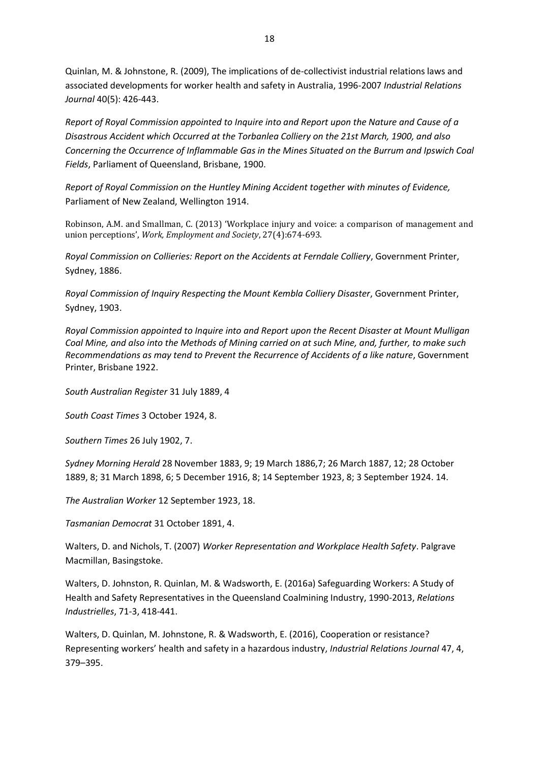Quinlan, M. & Johnstone, R. (2009), The implications of de-collectivist industrial relations laws and associated developments for worker health and safety in Australia, 1996-2007 *Industrial Relations Journal* 40(5): 426-443.

*Report of Royal Commission appointed to Inquire into and Report upon the Nature and Cause of a Disastrous Accident which Occurred at the Torbanlea Colliery on the 21st March, 1900, and also Concerning the Occurrence of Inflammable Gas in the Mines Situated on the Burrum and Ipswich Coal Fields*, Parliament of Queensland, Brisbane, 1900.

*Report of Royal Commission on the Huntley Mining Accident together with minutes of Evidence,* Parliament of New Zealand, Wellington 1914.

Robinson, A.M. and Smallman, C. (2013) 'Workplace injury and voice: a comparison of management and union perceptions', *Work, Employment and Society*, 27(4):674-693.

*Royal Commission on Collieries: Report on the Accidents at Ferndale Colliery*, Government Printer, Sydney, 1886.

*Royal Commission of Inquiry Respecting the Mount Kembla Colliery Disaster*, Government Printer, Sydney, 1903.

*Royal Commission appointed to Inquire into and Report upon the Recent Disaster at Mount Mulligan Coal Mine, and also into the Methods of Mining carried on at such Mine, and, further, to make such Recommendations as may tend to Prevent the Recurrence of Accidents of a like nature*, Government Printer, Brisbane 1922.

*South Australian Register* 31 July 1889, 4

*South Coast Times* 3 October 1924, 8.

*Southern Times* 26 July 1902, 7.

*Sydney Morning Herald* 28 November 1883, 9; 19 March 1886,7; 26 March 1887, 12; 28 October 1889, 8; 31 March 1898, 6; 5 December 1916, 8; 14 September 1923, 8; 3 September 1924. 14.

*The Australian Worker* 12 September 1923, 18.

*Tasmanian Democrat* 31 October 1891, 4.

Walters, D. and Nichols, T. (2007) *Worker Representation and Workplace Health Safety*. Palgrave Macmillan, Basingstoke.

Walters, D. Johnston, R. Quinlan, M. & Wadsworth, E. (2016a) Safeguarding Workers: A Study of Health and Safety Representatives in the Queensland Coalmining Industry, 1990-2013, *Relations Industrielles*, 71-3, 418-441.

Walters, D. Quinlan, M. Johnstone, R. & Wadsworth, E. (2016), Cooperation or resistance? Representing workers' health and safety in a hazardous industry, *Industrial Relations Journal* 47, 4, 379–395.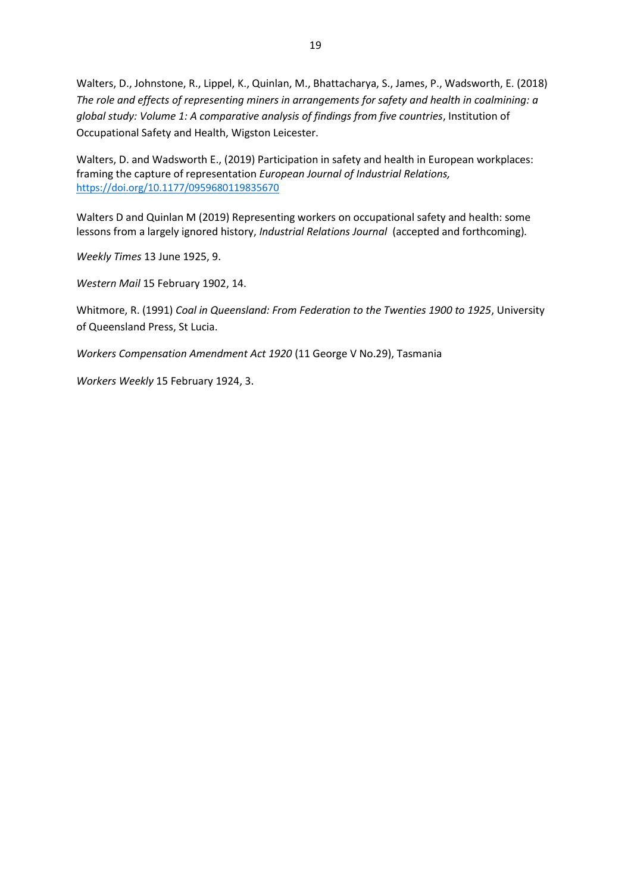Walters, D., Johnstone, R., Lippel, K., Quinlan, M., Bhattacharya, S., James, P., Wadsworth, E. (2018) *The role and effects of representing miners in arrangements for safety and health in coalmining: a global study: Volume 1: A comparative analysis of findings from five countries*, Institution of Occupational Safety and Health, Wigston Leicester.

Walters, D. and Wadsworth E., (2019) Participation in safety and health in European workplaces: framing the capture of representation *European Journal of Industrial Relations,* https://doi.org/10.1177/0959680119835670

Walters D and Quinlan M (2019) Representing workers on occupational safety and health: some lessons from a largely ignored history, *Industrial Relations Journal* (accepted and forthcoming).

*Weekly Times* 13 June 1925, 9.

*Western Mail* 15 February 1902, 14.

Whitmore, R. (1991) *Coal in Queensland: From Federation to the Twenties 1900 to 1925*, University of Queensland Press, St Lucia.

*Workers Compensation Amendment Act 1920* (11 George V No.29), Tasmania

*Workers Weekly* 15 February 1924, 3.